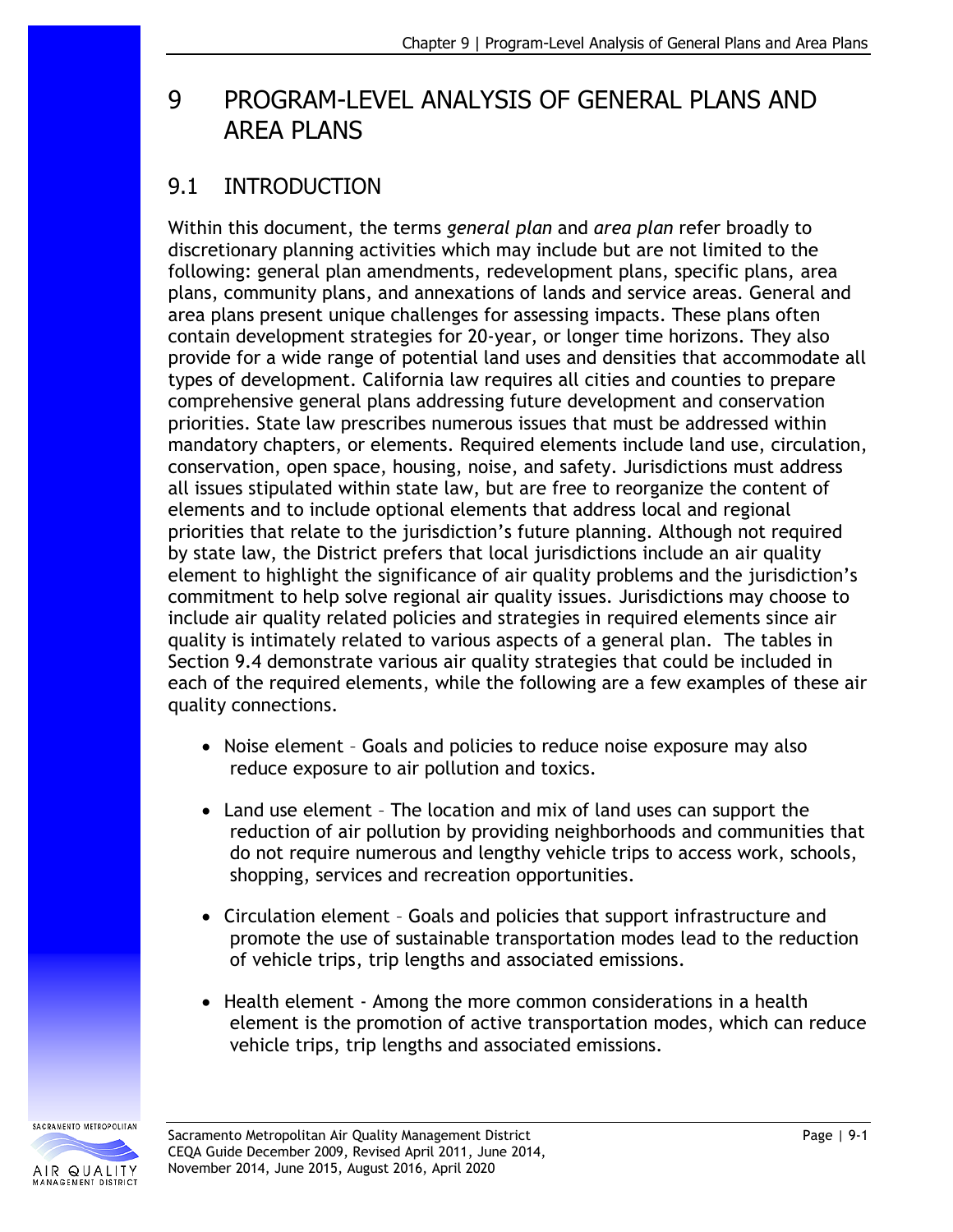# 9 PROGRAM-LEVEL ANALYSIS OF GENERAL PLANS AND AREA PLANS

## 9.1 INTRODUCTION

Within this document, the terms *general plan* and *area plan* refer broadly to discretionary planning activities which may include but are not limited to the following: general plan amendments, redevelopment plans, specific plans, area plans, community plans, and annexations of lands and service areas. General and area plans present unique challenges for assessing impacts. These plans often contain development strategies for 20-year, or longer time horizons. They also provide for a wide range of potential land uses and densities that accommodate all types of development. California law requires all cities and counties to prepare comprehensive general plans addressing future development and conservation priorities. State law prescribes numerous issues that must be addressed within mandatory chapters, or elements. Required elements include land use, circulation, conservation, open space, housing, noise, and safety. Jurisdictions must address all issues stipulated within state law, but are free to reorganize the content of elements and to include optional elements that address local and regional priorities that relate to the jurisdiction's future planning. Although not required by state law, the District prefers that local jurisdictions include an air quality element to highlight the significance of air quality problems and the jurisdiction's commitment to help solve regional air quality issues. Jurisdictions may choose to include air quality related policies and strategies in required elements since air quality is intimately related to various aspects of a general plan. The tables in Section 9.4 demonstrate various air quality strategies that could be included in each of the required elements, while the following are a few examples of these air quality connections.

- Noise element – Goals and policies to reduce noise exposure may also reduce exposure to air pollution and toxics.
- Land use element – The location and mix of land uses can support the reduction of air pollution by providing neighborhoods and communities that do not require numerous and lengthy vehicle trips to access work, schools, shopping, services and recreation opportunities.
- Circulation element – Goals and policies that support infrastructure and promote the use of sustainable transportation modes lead to the reduction of vehicle trips, trip lengths and associated emissions.
- Health element - Among the more common considerations in a health element is the promotion of active transportation modes, which can reduce vehicle trips, trip lengths and associated emissions.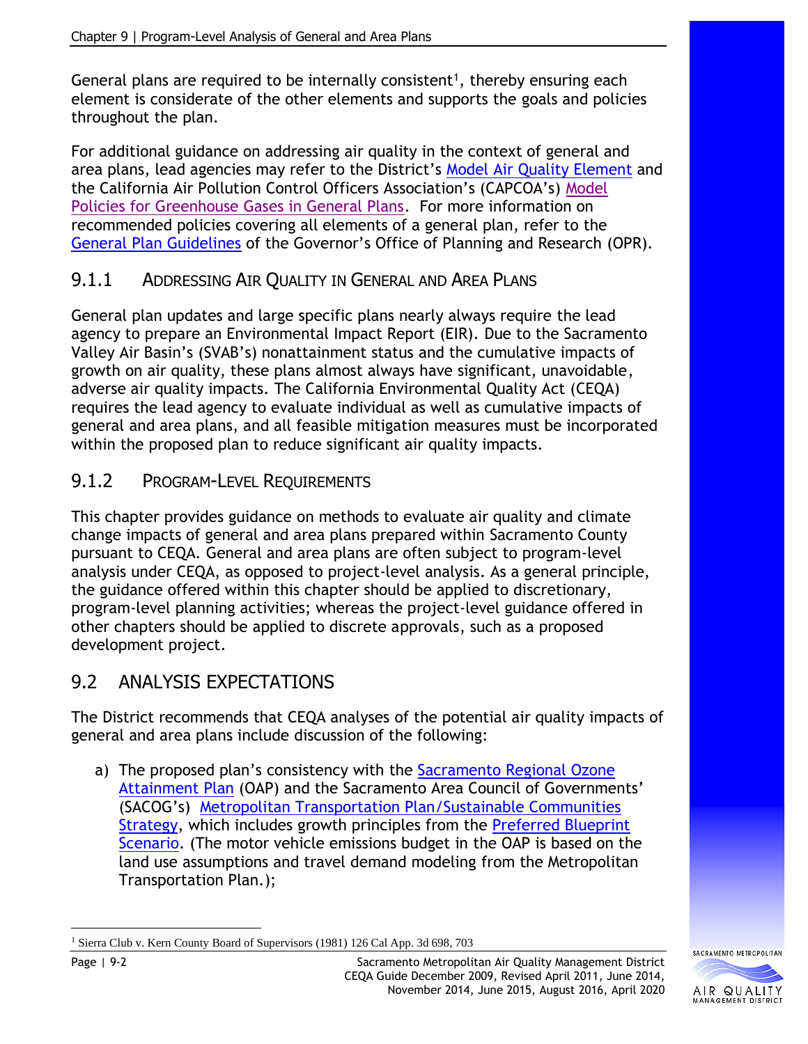General plans are required to be internally consistent[1], thereby ensuring each element is considerate of the other elements and supports the goals and policies throughout the plan.

For additional guidance on addressing air quality in the context of general and area plans, lead agencies may refer to the District's Model Air Quality Element and the California Air Pollution Control Officers Association's (CAPCOA's) Model Policies for Greenhouse Gases in General Plans. For more information on recommended policies covering all elements of a general plan, refer to the General Plan Guidelines of the Governor's Office of Planning and Research (OPR).

### 9.1.1 Addressing Air Quality in General and Area Plans

General plan updates and large specific plans nearly always require the lead agency to prepare an Environmental Impact Report (EIR). Due to the Sacramento Valley Air Basin's (SVAB's) nonattainment status and the cumulative impacts of growth on air quality, these plans almost always have significant, unavoidable, adverse air quality impacts. The California Environmental Quality Act (CEQA) requires the lead agency to evaluate individual as well as cumulative impacts of general and area plans, and all feasible mitigation measures must be incorporated within the proposed plan to reduce significant air quality impacts.

### 9.1.2 Program-Level Requirements

This chapter provides guidance on methods to evaluate air quality and climate change impacts of general and area plans prepared within Sacramento County pursuant to CEQA. General and area plans are often subject to program-level analysis under CEQA, as opposed to project-level analysis. As a general principle, the guidance offered within this chapter should be applied to discretionary, program-level planning activities; whereas the project-level guidance offered in other chapters should be applied to discrete approvals, such as a proposed development project.

## 9.2 ANALYSIS EXPECTATIONS

The District recommends that CEQA analyses of the potential air quality impacts of general and area plans include discussion of the following:

a) The proposed plan's consistency with the Sacramento Regional Ozone Attainment Plan (OAP) and the Sacramento Area Council of Governments' (SACOG's) Metropolitan Transportation Plan/Sustainable Communities Strategy, which includes growth principles from the Preferred Blueprint Scenario. (The motor vehicle emissions budget in the OAP is based on the land use assumptions and travel demand modeling from the Metropolitan Transportation Plan.);

[1] Sierra Club v. Kern County Board of Supervisors (1981) 126 Cal App. 3d 698, 703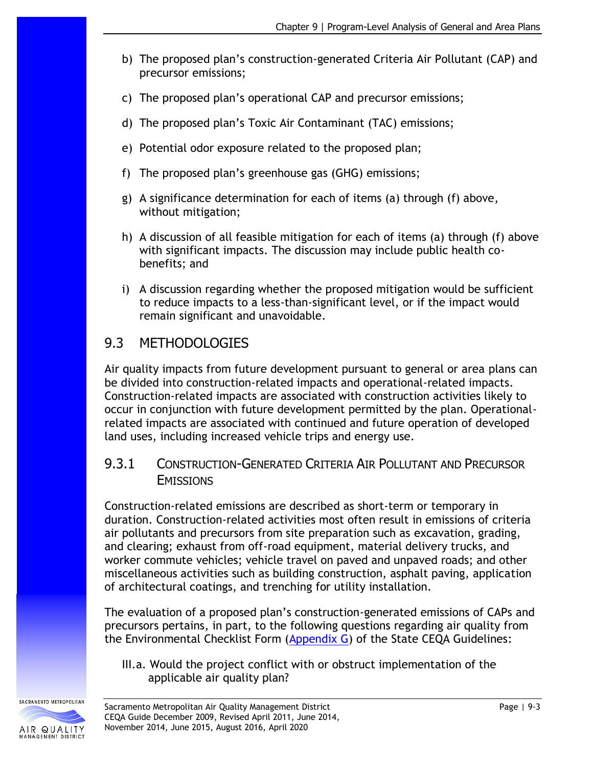b) The proposed plan's construction-generated Criteria Air Pollutant (CAP) and precursor emissions;

c) The proposed plan's operational CAP and precursor emissions;

d) The proposed plan's Toxic Air Contaminant (TAC) emissions;

e) Potential odor exposure related to the proposed plan;

f) The proposed plan's greenhouse gas (GHG) emissions;

g) A significance determination for each of items (a) through (f) above, without mitigation;

h) A discussion of all feasible mitigation for each of items (a) through (f) above with significant impacts. The discussion may include public health co-benefits; and

i) A discussion regarding whether the proposed mitigation would be sufficient to reduce impacts to a less-than-significant level, or if the impact would remain significant and unavoidable.

## 9.3 METHODOLOGIES

Air quality impacts from future development pursuant to general or area plans can be divided into construction-related impacts and operational-related impacts. Construction-related impacts are associated with construction activities likely to occur in conjunction with future development permitted by the plan. Operational-related impacts are associated with continued and future operation of developed land uses, including increased vehicle trips and energy use.

### 9.3.1 CONSTRUCTION-GENERATED CRITERIA AIR POLLUTANT AND PRECURSOR EMISSIONS

Construction-related emissions are described as short-term or temporary in duration. Construction-related activities most often result in emissions of criteria air pollutants and precursors from site preparation such as excavation, grading, and clearing; exhaust from off-road equipment, material delivery trucks, and worker commute vehicles; vehicle travel on paved and unpaved roads; and other miscellaneous activities such as building construction, asphalt paving, application of architectural coatings, and trenching for utility installation.

The evaluation of a proposed plan's construction-generated emissions of CAPs and precursors pertains, in part, to the following questions regarding air quality from the Environmental Checklist Form (Appendix G) of the State CEQA Guidelines:

III.a. Would the project conflict with or obstruct implementation of the applicable air quality plan?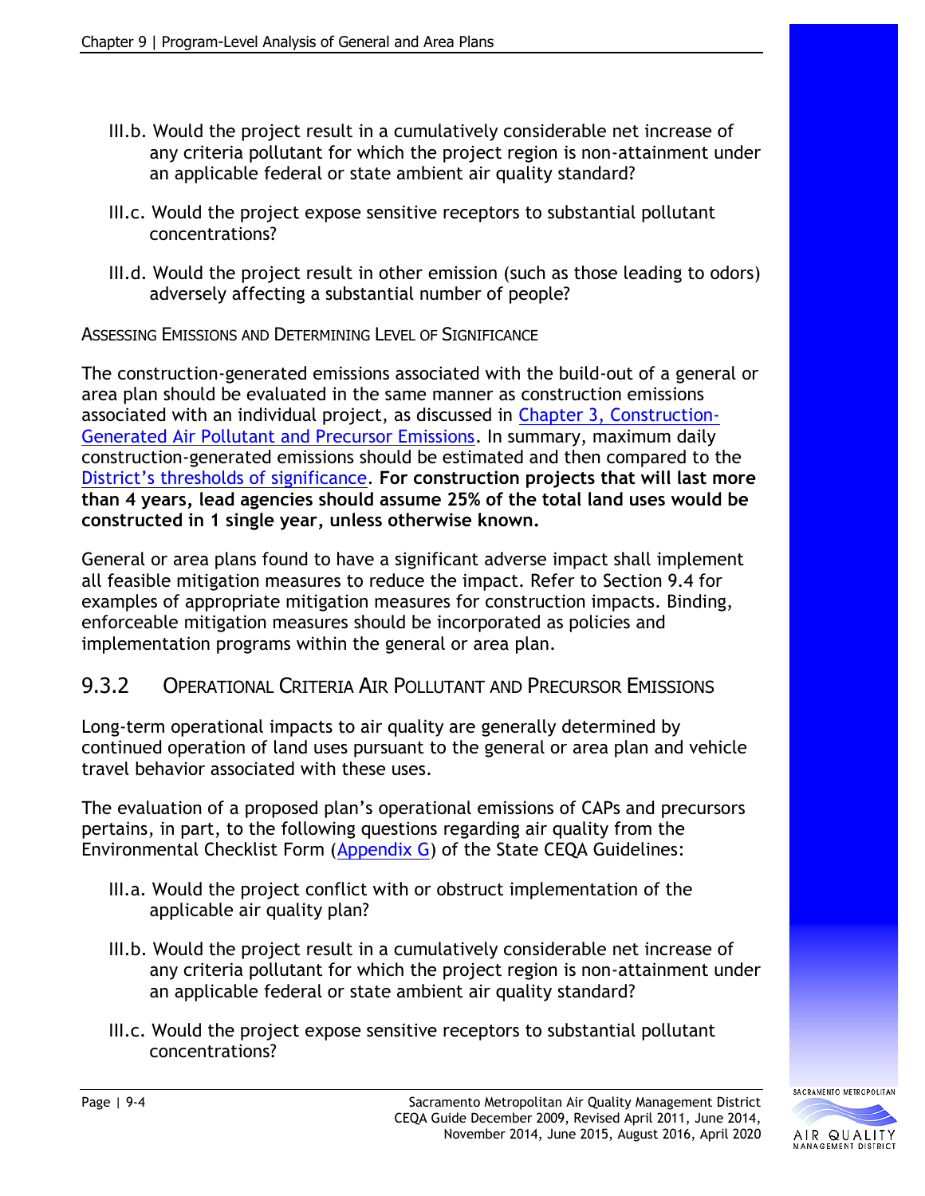III.b. Would the project result in a cumulatively considerable net increase of any criteria pollutant for which the project region is non-attainment under an applicable federal or state ambient air quality standard?

III.c. Would the project expose sensitive receptors to substantial pollutant concentrations?

III.d. Would the project result in other emission (such as those leading to odors) adversely affecting a substantial number of people?

ASSESSING EMISSIONS AND DETERMINING LEVEL OF SIGNIFICANCE

The construction-generated emissions associated with the build-out of a general or area plan should be evaluated in the same manner as construction emissions associated with an individual project, as discussed in Chapter 3, Construction-Generated Air Pollutant and Precursor Emissions. In summary, maximum daily construction-generated emissions should be estimated and then compared to the District's thresholds of significance. **For construction projects that will last more than 4 years, lead agencies should assume 25% of the total land uses would be constructed in 1 single year, unless otherwise known.**

General or area plans found to have a significant adverse impact shall implement all feasible mitigation measures to reduce the impact. Refer to Section 9.4 for examples of appropriate mitigation measures for construction impacts. Binding, enforceable mitigation measures should be incorporated as policies and implementation programs within the general or area plan.

## 9.3.2 OPERATIONAL CRITERIA AIR POLLUTANT AND PRECURSOR EMISSIONS

Long-term operational impacts to air quality are generally determined by continued operation of land uses pursuant to the general or area plan and vehicle travel behavior associated with these uses.

The evaluation of a proposed plan's operational emissions of CAPs and precursors pertains, in part, to the following questions regarding air quality from the Environmental Checklist Form (Appendix G) of the State CEQA Guidelines:

III.a. Would the project conflict with or obstruct implementation of the applicable air quality plan?

III.b. Would the project result in a cumulatively considerable net increase of any criteria pollutant for which the project region is non-attainment under an applicable federal or state ambient air quality standard?

III.c. Would the project expose sensitive receptors to substantial pollutant concentrations?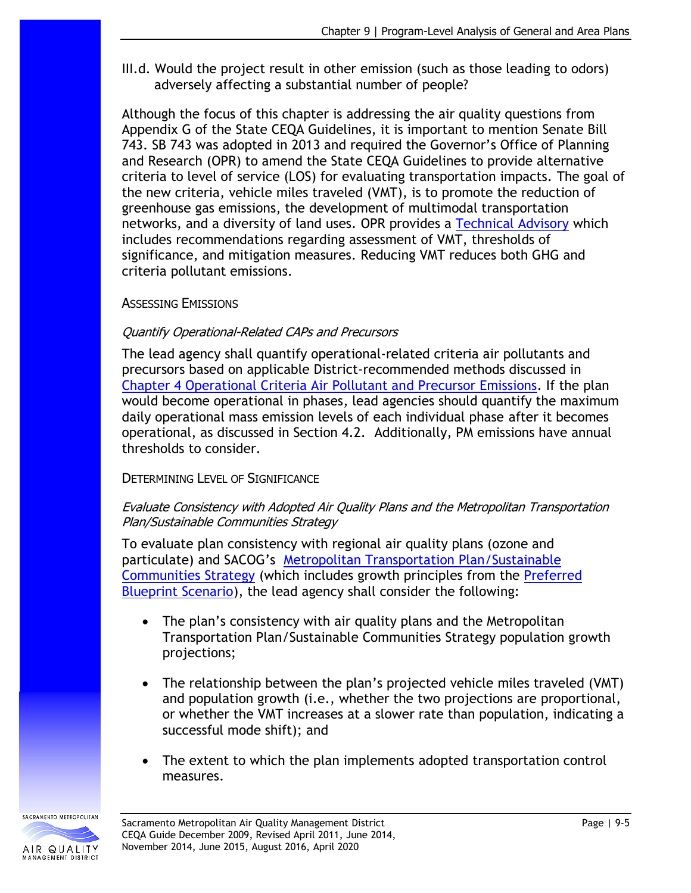III.d. Would the project result in other emission (such as those leading to odors) adversely affecting a substantial number of people?

Although the focus of this chapter is addressing the air quality questions from Appendix G of the State CEQA Guidelines, it is important to mention Senate Bill 743. SB 743 was adopted in 2013 and required the Governor's Office of Planning and Research (OPR) to amend the State CEQA Guidelines to provide alternative criteria to level of service (LOS) for evaluating transportation impacts. The goal of the new criteria, vehicle miles traveled (VMT), is to promote the reduction of greenhouse gas emissions, the development of multimodal transportation networks, and a diversity of land uses. OPR provides a Technical Advisory which includes recommendations regarding assessment of VMT, thresholds of significance, and mitigation measures. Reducing VMT reduces both GHG and criteria pollutant emissions.

#### ASSESSING EMISSIONS

*Quantify Operational-Related CAPs and Precursors*

The lead agency shall quantify operational-related criteria air pollutants and precursors based on applicable District-recommended methods discussed in Chapter 4 Operational Criteria Air Pollutant and Precursor Emissions. If the plan would become operational in phases, lead agencies should quantify the maximum daily operational mass emission levels of each individual phase after it becomes operational, as discussed in Section 4.2. Additionally, PM emissions have annual thresholds to consider.

#### DETERMINING LEVEL OF SIGNIFICANCE

*Evaluate Consistency with Adopted Air Quality Plans and the Metropolitan Transportation Plan/Sustainable Communities Strategy*

To evaluate plan consistency with regional air quality plans (ozone and particulate) and SACOG's Metropolitan Transportation Plan/Sustainable Communities Strategy (which includes growth principles from the Preferred Blueprint Scenario), the lead agency shall consider the following:

- The plan's consistency with air quality plans and the Metropolitan Transportation Plan/Sustainable Communities Strategy population growth projections;
- The relationship between the plan's projected vehicle miles traveled (VMT) and population growth (i.e., whether the two projections are proportional, or whether the VMT increases at a slower rate than population, indicating a successful mode shift); and
- The extent to which the plan implements adopted transportation control measures.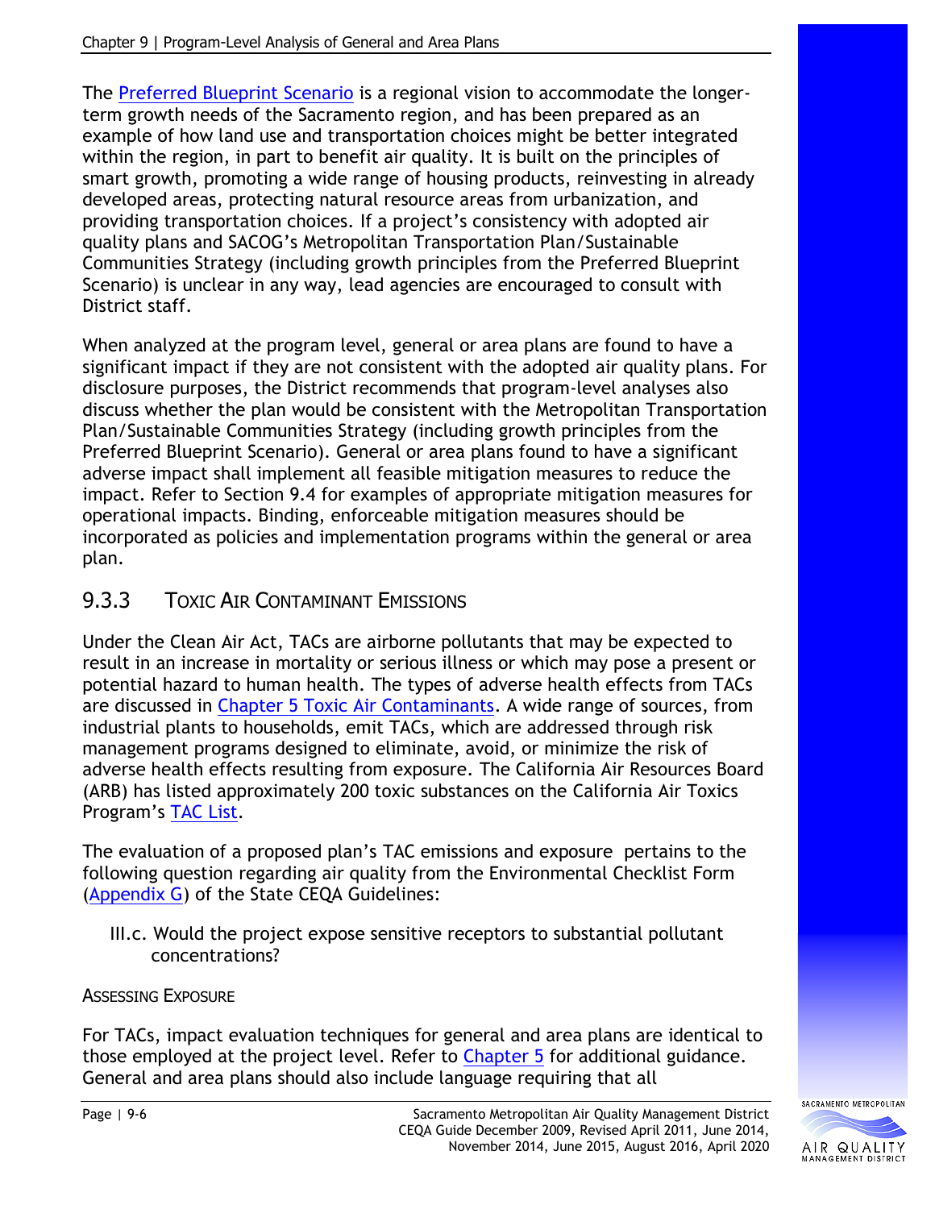The Preferred Blueprint Scenario is a regional vision to accommodate the longer-term growth needs of the Sacramento region, and has been prepared as an example of how land use and transportation choices might be better integrated within the region, in part to benefit air quality. It is built on the principles of smart growth, promoting a wide range of housing products, reinvesting in already developed areas, protecting natural resource areas from urbanization, and providing transportation choices. If a project's consistency with adopted air quality plans and SACOG's Metropolitan Transportation Plan/Sustainable Communities Strategy (including growth principles from the Preferred Blueprint Scenario) is unclear in any way, lead agencies are encouraged to consult with District staff.

When analyzed at the program level, general or area plans are found to have a significant impact if they are not consistent with the adopted air quality plans. For disclosure purposes, the District recommends that program-level analyses also discuss whether the plan would be consistent with the Metropolitan Transportation Plan/Sustainable Communities Strategy (including growth principles from the Preferred Blueprint Scenario). General or area plans found to have a significant adverse impact shall implement all feasible mitigation measures to reduce the impact. Refer to Section 9.4 for examples of appropriate mitigation measures for operational impacts. Binding, enforceable mitigation measures should be incorporated as policies and implementation programs within the general or area plan.

### 9.3.3 Toxic Air Contaminant Emissions

Under the Clean Air Act, TACs are airborne pollutants that may be expected to result in an increase in mortality or serious illness or which may pose a present or potential hazard to human health. The types of adverse health effects from TACs are discussed in Chapter 5 Toxic Air Contaminants. A wide range of sources, from industrial plants to households, emit TACs, which are addressed through risk management programs designed to eliminate, avoid, or minimize the risk of adverse health effects resulting from exposure. The California Air Resources Board (ARB) has listed approximately 200 toxic substances on the California Air Toxics Program's TAC List.

The evaluation of a proposed plan's TAC emissions and exposure pertains to the following question regarding air quality from the Environmental Checklist Form (Appendix G) of the State CEQA Guidelines:

> III.c. Would the project expose sensitive receptors to substantial pollutant concentrations?

#### Assessing Exposure

For TACs, impact evaluation techniques for general and area plans are identical to those employed at the project level. Refer to Chapter 5 for additional guidance. General and area plans should also include language requiring that all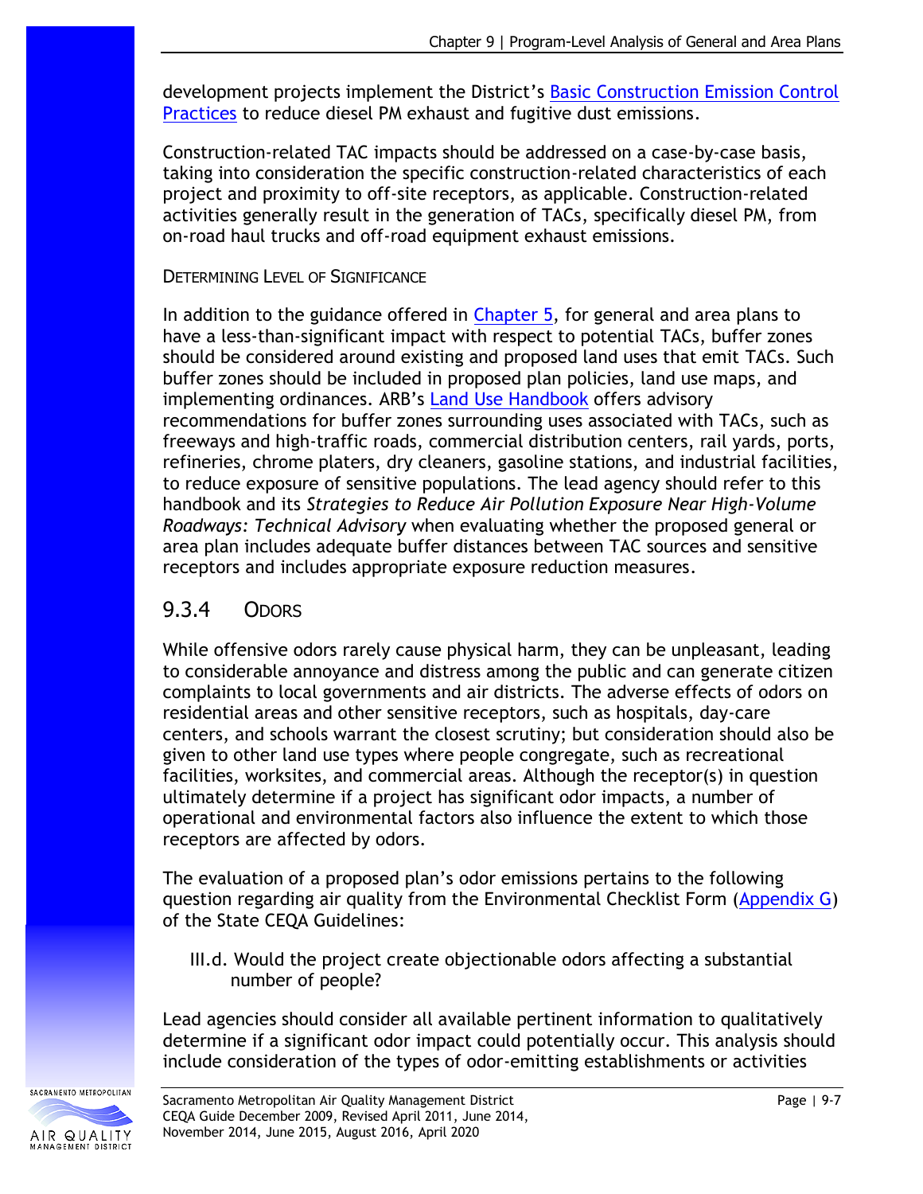development projects implement the District's Basic Construction Emission Control Practices to reduce diesel PM exhaust and fugitive dust emissions.

Construction-related TAC impacts should be addressed on a case-by-case basis, taking into consideration the specific construction-related characteristics of each project and proximity to off-site receptors, as applicable. Construction-related activities generally result in the generation of TACs, specifically diesel PM, from on-road haul trucks and off-road equipment exhaust emissions.

#### DETERMINING LEVEL OF SIGNIFICANCE

In addition to the guidance offered in Chapter 5, for general and area plans to have a less-than-significant impact with respect to potential TACs, buffer zones should be considered around existing and proposed land uses that emit TACs. Such buffer zones should be included in proposed plan policies, land use maps, and implementing ordinances. ARB's Land Use Handbook offers advisory recommendations for buffer zones surrounding uses associated with TACs, such as freeways and high-traffic roads, commercial distribution centers, rail yards, ports, refineries, chrome platers, dry cleaners, gasoline stations, and industrial facilities, to reduce exposure of sensitive populations. The lead agency should refer to this handbook and its *Strategies to Reduce Air Pollution Exposure Near High-Volume Roadways: Technical Advisory* when evaluating whether the proposed general or area plan includes adequate buffer distances between TAC sources and sensitive receptors and includes appropriate exposure reduction measures.

### 9.3.4 ODORS

While offensive odors rarely cause physical harm, they can be unpleasant, leading to considerable annoyance and distress among the public and can generate citizen complaints to local governments and air districts. The adverse effects of odors on residential areas and other sensitive receptors, such as hospitals, day-care centers, and schools warrant the closest scrutiny; but consideration should also be given to other land use types where people congregate, such as recreational facilities, worksites, and commercial areas. Although the receptor(s) in question ultimately determine if a project has significant odor impacts, a number of operational and environmental factors also influence the extent to which those receptors are affected by odors.

The evaluation of a proposed plan's odor emissions pertains to the following question regarding air quality from the Environmental Checklist Form (Appendix G) of the State CEQA Guidelines:

> III.d. Would the project create objectionable odors affecting a substantial number of people?

Lead agencies should consider all available pertinent information to qualitatively determine if a significant odor impact could potentially occur. This analysis should include consideration of the types of odor-emitting establishments or activities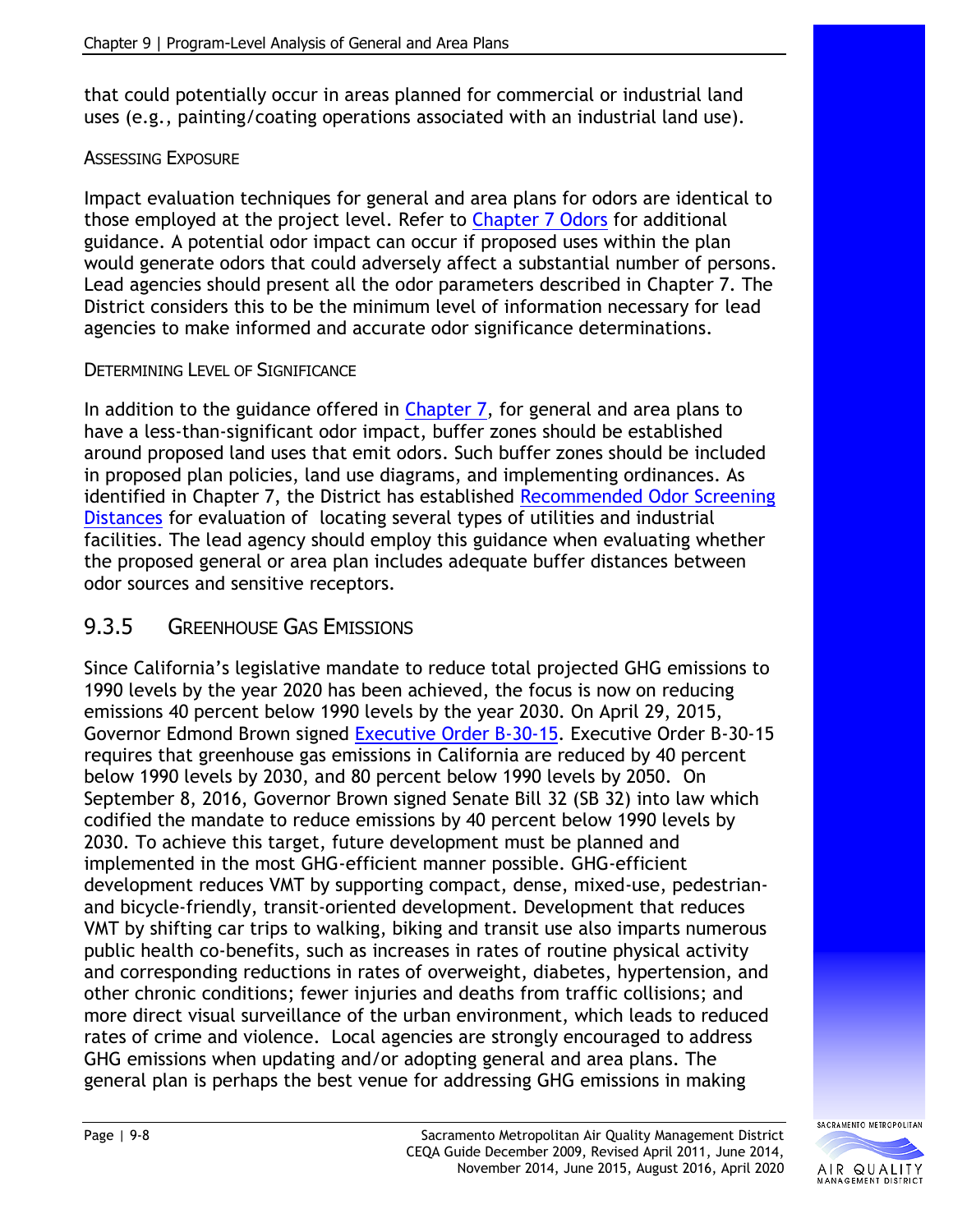that could potentially occur in areas planned for commercial or industrial land uses (e.g., painting/coating operations associated with an industrial land use).

#### Assessing Exposure

Impact evaluation techniques for general and area plans for odors are identical to those employed at the project level. Refer to Chapter 7 Odors for additional guidance. A potential odor impact can occur if proposed uses within the plan would generate odors that could adversely affect a substantial number of persons. Lead agencies should present all the odor parameters described in Chapter 7. The District considers this to be the minimum level of information necessary for lead agencies to make informed and accurate odor significance determinations.

#### Determining Level of Significance

In addition to the guidance offered in Chapter 7, for general and area plans to have a less-than-significant odor impact, buffer zones should be established around proposed land uses that emit odors. Such buffer zones should be included in proposed plan policies, land use diagrams, and implementing ordinances. As identified in Chapter 7, the District has established Recommended Odor Screening Distances for evaluation of locating several types of utilities and industrial facilities. The lead agency should employ this guidance when evaluating whether the proposed general or area plan includes adequate buffer distances between odor sources and sensitive receptors.

## 9.3.5 Greenhouse Gas Emissions

Since California's legislative mandate to reduce total projected GHG emissions to 1990 levels by the year 2020 has been achieved, the focus is now on reducing emissions 40 percent below 1990 levels by the year 2030. On April 29, 2015, Governor Edmond Brown signed Executive Order B-30-15. Executive Order B-30-15 requires that greenhouse gas emissions in California are reduced by 40 percent below 1990 levels by 2030, and 80 percent below 1990 levels by 2050. On September 8, 2016, Governor Brown signed Senate Bill 32 (SB 32) into law which codified the mandate to reduce emissions by 40 percent below 1990 levels by 2030. To achieve this target, future development must be planned and implemented in the most GHG-efficient manner possible. GHG-efficient development reduces VMT by supporting compact, dense, mixed-use, pedestrian- and bicycle-friendly, transit-oriented development. Development that reduces VMT by shifting car trips to walking, biking and transit use also imparts numerous public health co-benefits, such as increases in rates of routine physical activity and corresponding reductions in rates of overweight, diabetes, hypertension, and other chronic conditions; fewer injuries and deaths from traffic collisions; and more direct visual surveillance of the urban environment, which leads to reduced rates of crime and violence. Local agencies are strongly encouraged to address GHG emissions when updating and/or adopting general and area plans. The general plan is perhaps the best venue for addressing GHG emissions in making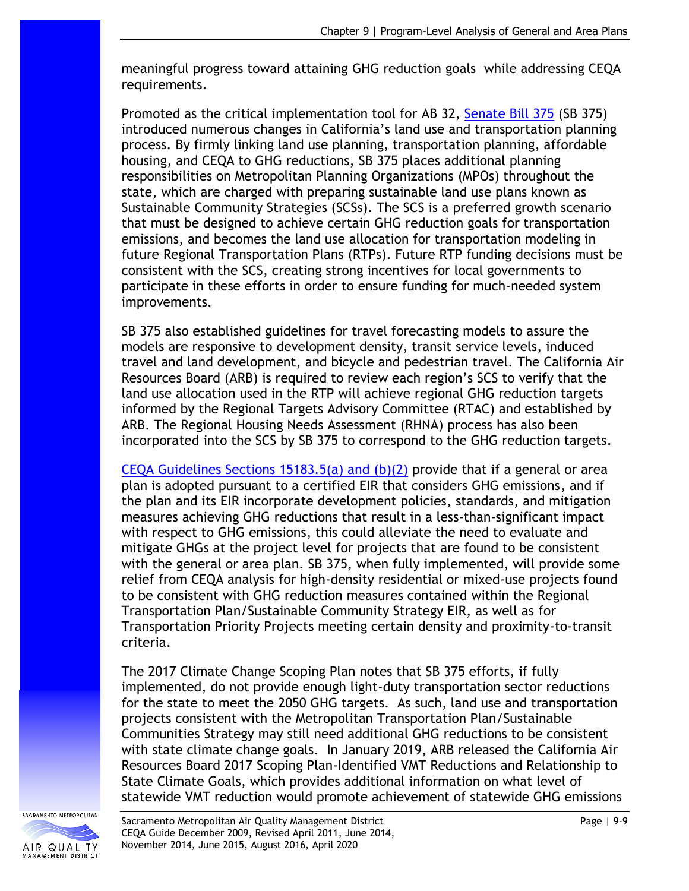meaningful progress toward attaining GHG reduction goals while addressing CEQA requirements.

Promoted as the critical implementation tool for AB 32, Senate Bill 375 (SB 375) introduced numerous changes in California's land use and transportation planning process. By firmly linking land use planning, transportation planning, affordable housing, and CEQA to GHG reductions, SB 375 places additional planning responsibilities on Metropolitan Planning Organizations (MPOs) throughout the state, which are charged with preparing sustainable land use plans known as Sustainable Community Strategies (SCSs). The SCS is a preferred growth scenario that must be designed to achieve certain GHG reduction goals for transportation emissions, and becomes the land use allocation for transportation modeling in future Regional Transportation Plans (RTPs). Future RTP funding decisions must be consistent with the SCS, creating strong incentives for local governments to participate in these efforts in order to ensure funding for much-needed system improvements.

SB 375 also established guidelines for travel forecasting models to assure the models are responsive to development density, transit service levels, induced travel and land development, and bicycle and pedestrian travel. The California Air Resources Board (ARB) is required to review each region's SCS to verify that the land use allocation used in the RTP will achieve regional GHG reduction targets informed by the Regional Targets Advisory Committee (RTAC) and established by ARB. The Regional Housing Needs Assessment (RHNA) process has also been incorporated into the SCS by SB 375 to correspond to the GHG reduction targets.

CEQA Guidelines Sections 15183.5(a) and (b)(2) provide that if a general or area plan is adopted pursuant to a certified EIR that considers GHG emissions, and if the plan and its EIR incorporate development policies, standards, and mitigation measures achieving GHG reductions that result in a less-than-significant impact with respect to GHG emissions, this could alleviate the need to evaluate and mitigate GHGs at the project level for projects that are found to be consistent with the general or area plan. SB 375, when fully implemented, will provide some relief from CEQA analysis for high-density residential or mixed-use projects found to be consistent with GHG reduction measures contained within the Regional Transportation Plan/Sustainable Community Strategy EIR, as well as for Transportation Priority Projects meeting certain density and proximity-to-transit criteria.

The 2017 Climate Change Scoping Plan notes that SB 375 efforts, if fully implemented, do not provide enough light-duty transportation sector reductions for the state to meet the 2050 GHG targets. As such, land use and transportation projects consistent with the Metropolitan Transportation Plan/Sustainable Communities Strategy may still need additional GHG reductions to be consistent with state climate change goals. In January 2019, ARB released the California Air Resources Board 2017 Scoping Plan-Identified VMT Reductions and Relationship to State Climate Goals, which provides additional information on what level of statewide VMT reduction would promote achievement of statewide GHG emissions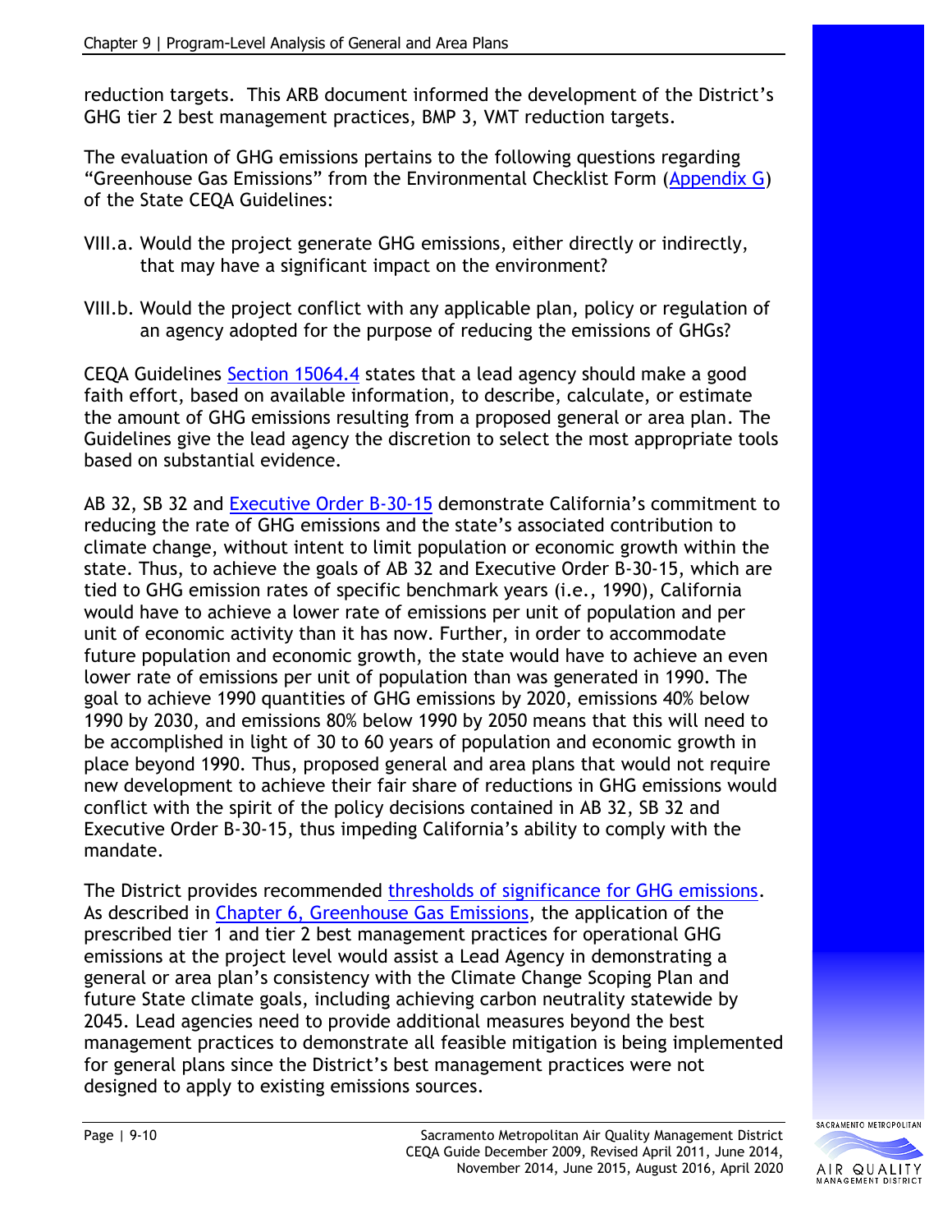reduction targets. This ARB document informed the development of the District's GHG tier 2 best management practices, BMP 3, VMT reduction targets.

The evaluation of GHG emissions pertains to the following questions regarding "Greenhouse Gas Emissions" from the Environmental Checklist Form (Appendix G) of the State CEQA Guidelines:

VIII.a. Would the project generate GHG emissions, either directly or indirectly, that may have a significant impact on the environment?

VIII.b. Would the project conflict with any applicable plan, policy or regulation of an agency adopted for the purpose of reducing the emissions of GHGs?

CEQA Guidelines Section 15064.4 states that a lead agency should make a good faith effort, based on available information, to describe, calculate, or estimate the amount of GHG emissions resulting from a proposed general or area plan. The Guidelines give the lead agency the discretion to select the most appropriate tools based on substantial evidence.

AB 32, SB 32 and Executive Order B-30-15 demonstrate California's commitment to reducing the rate of GHG emissions and the state's associated contribution to climate change, without intent to limit population or economic growth within the state. Thus, to achieve the goals of AB 32 and Executive Order B-30-15, which are tied to GHG emission rates of specific benchmark years (i.e., 1990), California would have to achieve a lower rate of emissions per unit of population and per unit of economic activity than it has now. Further, in order to accommodate future population and economic growth, the state would have to achieve an even lower rate of emissions per unit of population than was generated in 1990. The goal to achieve 1990 quantities of GHG emissions by 2020, emissions 40% below 1990 by 2030, and emissions 80% below 1990 by 2050 means that this will need to be accomplished in light of 30 to 60 years of population and economic growth in place beyond 1990. Thus, proposed general and area plans that would not require new development to achieve their fair share of reductions in GHG emissions would conflict with the spirit of the policy decisions contained in AB 32, SB 32 and Executive Order B-30-15, thus impeding California's ability to comply with the mandate.

The District provides recommended thresholds of significance for GHG emissions. As described in Chapter 6, Greenhouse Gas Emissions, the application of the prescribed tier 1 and tier 2 best management practices for operational GHG emissions at the project level would assist a Lead Agency in demonstrating a general or area plan's consistency with the Climate Change Scoping Plan and future State climate goals, including achieving carbon neutrality statewide by 2045. Lead agencies need to provide additional measures beyond the best management practices to demonstrate all feasible mitigation is being implemented for general plans since the District's best management practices were not designed to apply to existing emissions sources.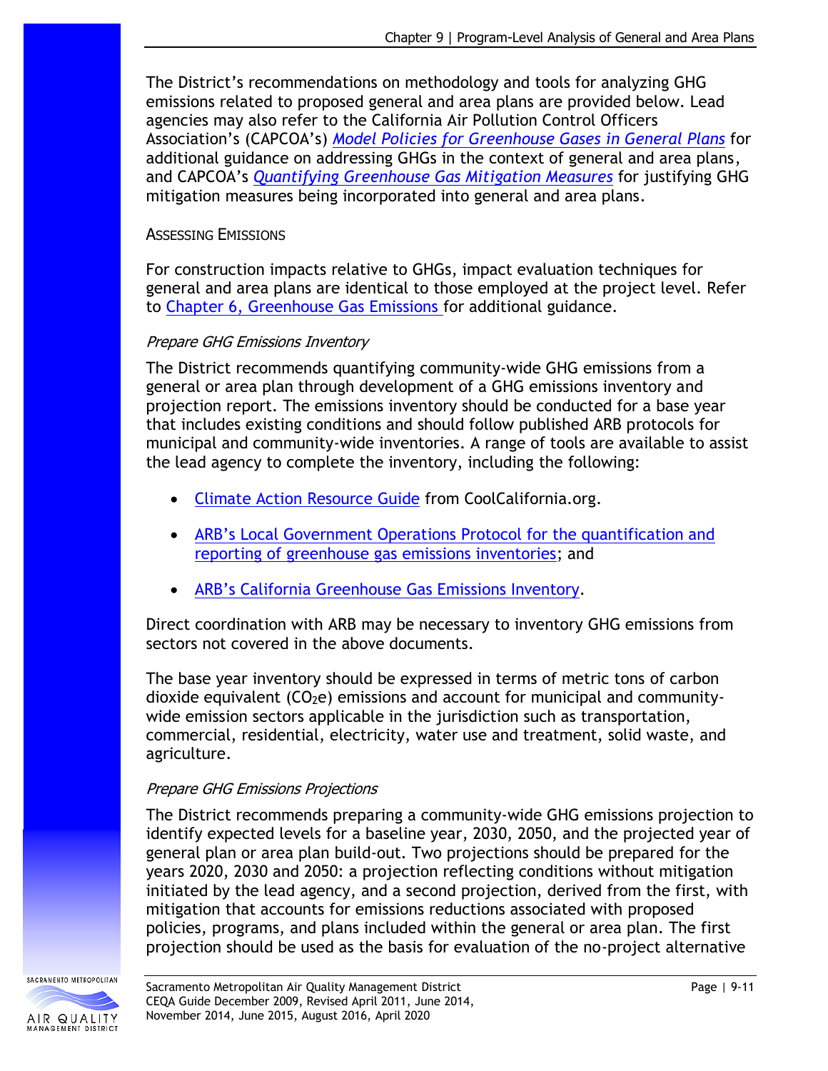The District's recommendations on methodology and tools for analyzing GHG emissions related to proposed general and area plans are provided below. Lead agencies may also refer to the California Air Pollution Control Officers Association's (CAPCOA's) *Model Policies for Greenhouse Gases in General Plans* for additional guidance on addressing GHGs in the context of general and area plans, and CAPCOA's *Quantifying Greenhouse Gas Mitigation Measures* for justifying GHG mitigation measures being incorporated into general and area plans.

### Assessing Emissions

For construction impacts relative to GHGs, impact evaluation techniques for general and area plans are identical to those employed at the project level. Refer to Chapter 6, Greenhouse Gas Emissions for additional guidance.

#### *Prepare GHG Emissions Inventory*

The District recommends quantifying community-wide GHG emissions from a general or area plan through development of a GHG emissions inventory and projection report. The emissions inventory should be conducted for a base year that includes existing conditions and should follow published ARB protocols for municipal and community-wide inventories. A range of tools are available to assist the lead agency to complete the inventory, including the following:

- Climate Action Resource Guide from CoolCalifornia.org.
- ARB's Local Government Operations Protocol for the quantification and reporting of greenhouse gas emissions inventories; and
- ARB's California Greenhouse Gas Emissions Inventory.

Direct coordination with ARB may be necessary to inventory GHG emissions from sectors not covered in the above documents.

The base year inventory should be expressed in terms of metric tons of carbon dioxide equivalent ($CO_2e$) emissions and account for municipal and community-wide emission sectors applicable in the jurisdiction such as transportation, commercial, residential, electricity, water use and treatment, solid waste, and agriculture.

#### *Prepare GHG Emissions Projections*

The District recommends preparing a community-wide GHG emissions projection to identify expected levels for a baseline year, 2030, 2050, and the projected year of general plan or area plan build-out. Two projections should be prepared for the years 2020, 2030 and 2050: a projection reflecting conditions without mitigation initiated by the lead agency, and a second projection, derived from the first, with mitigation that accounts for emissions reductions associated with proposed policies, programs, and plans included within the general or area plan. The first projection should be used as the basis for evaluation of the no-project alternative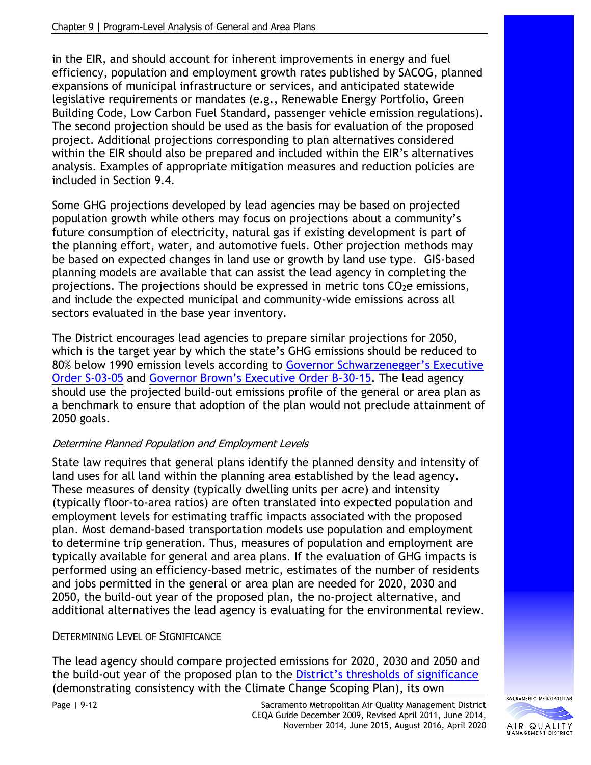in the EIR, and should account for inherent improvements in energy and fuel efficiency, population and employment growth rates published by SACOG, planned expansions of municipal infrastructure or services, and anticipated statewide legislative requirements or mandates (e.g., Renewable Energy Portfolio, Green Building Code, Low Carbon Fuel Standard, passenger vehicle emission regulations). The second projection should be used as the basis for evaluation of the proposed project. Additional projections corresponding to plan alternatives considered within the EIR should also be prepared and included within the EIR's alternatives analysis. Examples of appropriate mitigation measures and reduction policies are included in Section 9.4.

Some GHG projections developed by lead agencies may be based on projected population growth while others may focus on projections about a community's future consumption of electricity, natural gas if existing development is part of the planning effort, water, and automotive fuels. Other projection methods may be based on expected changes in land use or growth by land use type. GIS-based planning models are available that can assist the lead agency in completing the projections. The projections should be expressed in metric tons $CO_2e$ emissions, and include the expected municipal and community-wide emissions across all sectors evaluated in the base year inventory.

The District encourages lead agencies to prepare similar projections for 2050, which is the target year by which the state's GHG emissions should be reduced to 80% below 1990 emission levels according to [Governor Schwarzenegger's Executive Order S-03-05] and [Governor Brown's Executive Order B-30-15]. The lead agency should use the projected build-out emissions profile of the general or area plan as a benchmark to ensure that adoption of the plan would not preclude attainment of 2050 goals.

*Determine Planned Population and Employment Levels*

State law requires that general plans identify the planned density and intensity of land uses for all land within the planning area established by the lead agency. These measures of density (typically dwelling units per acre) and intensity (typically floor-to-area ratios) are often translated into expected population and employment levels for estimating traffic impacts associated with the proposed plan. Most demand-based transportation models use population and employment to determine trip generation. Thus, measures of population and employment are typically available for general and area plans. If the evaluation of GHG impacts is performed using an efficiency-based metric, estimates of the number of residents and jobs permitted in the general or area plan are needed for 2020, 2030 and 2050, the build-out year of the proposed plan, the no-project alternative, and additional alternatives the lead agency is evaluating for the environmental review.

DETERMINING LEVEL OF SIGNIFICANCE

The lead agency should compare projected emissions for 2020, 2030 and 2050 and the build-out year of the proposed plan to the [District's thresholds of significance] (demonstrating consistency with the Climate Change Scoping Plan), its own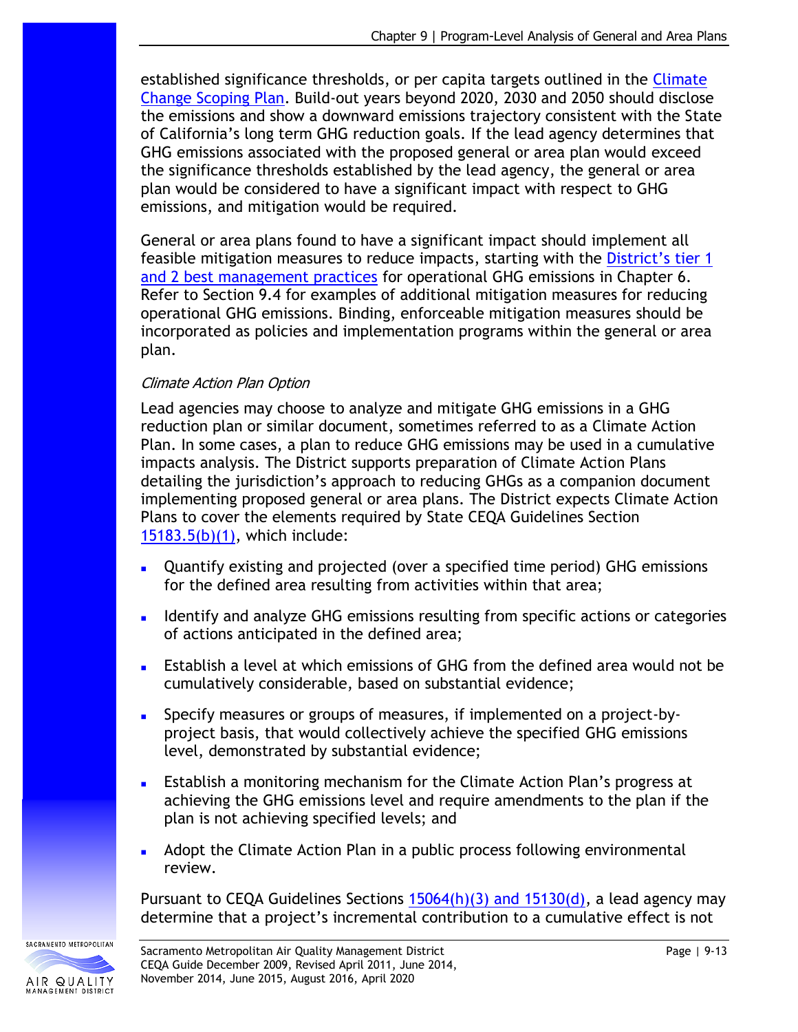established significance thresholds, or per capita targets outlined in the Climate Change Scoping Plan. Build-out years beyond 2020, 2030 and 2050 should disclose the emissions and show a downward emissions trajectory consistent with the State of California's long term GHG reduction goals. If the lead agency determines that GHG emissions associated with the proposed general or area plan would exceed the significance thresholds established by the lead agency, the general or area plan would be considered to have a significant impact with respect to GHG emissions, and mitigation would be required.

General or area plans found to have a significant impact should implement all feasible mitigation measures to reduce impacts, starting with the District's tier 1 and 2 best management practices for operational GHG emissions in Chapter 6. Refer to Section 9.4 for examples of additional mitigation measures for reducing operational GHG emissions. Binding, enforceable mitigation measures should be incorporated as policies and implementation programs within the general or area plan.

*Climate Action Plan Option*

Lead agencies may choose to analyze and mitigate GHG emissions in a GHG reduction plan or similar document, sometimes referred to as a Climate Action Plan. In some cases, a plan to reduce GHG emissions may be used in a cumulative impacts analysis. The District supports preparation of Climate Action Plans detailing the jurisdiction's approach to reducing GHGs as a companion document implementing proposed general or area plans. The District expects Climate Action Plans to cover the elements required by State CEQA Guidelines Section 15183.5(b)(1), which include:

- Quantify existing and projected (over a specified time period) GHG emissions for the defined area resulting from activities within that area;
- Identify and analyze GHG emissions resulting from specific actions or categories of actions anticipated in the defined area;
- Establish a level at which emissions of GHG from the defined area would not be cumulatively considerable, based on substantial evidence;
- Specify measures or groups of measures, if implemented on a project-by-project basis, that would collectively achieve the specified GHG emissions level, demonstrated by substantial evidence;
- Establish a monitoring mechanism for the Climate Action Plan's progress at achieving the GHG emissions level and require amendments to the plan if the plan is not achieving specified levels; and
- Adopt the Climate Action Plan in a public process following environmental review.

Pursuant to CEQA Guidelines Sections 15064(h)(3) and 15130(d), a lead agency may determine that a project's incremental contribution to a cumulative effect is not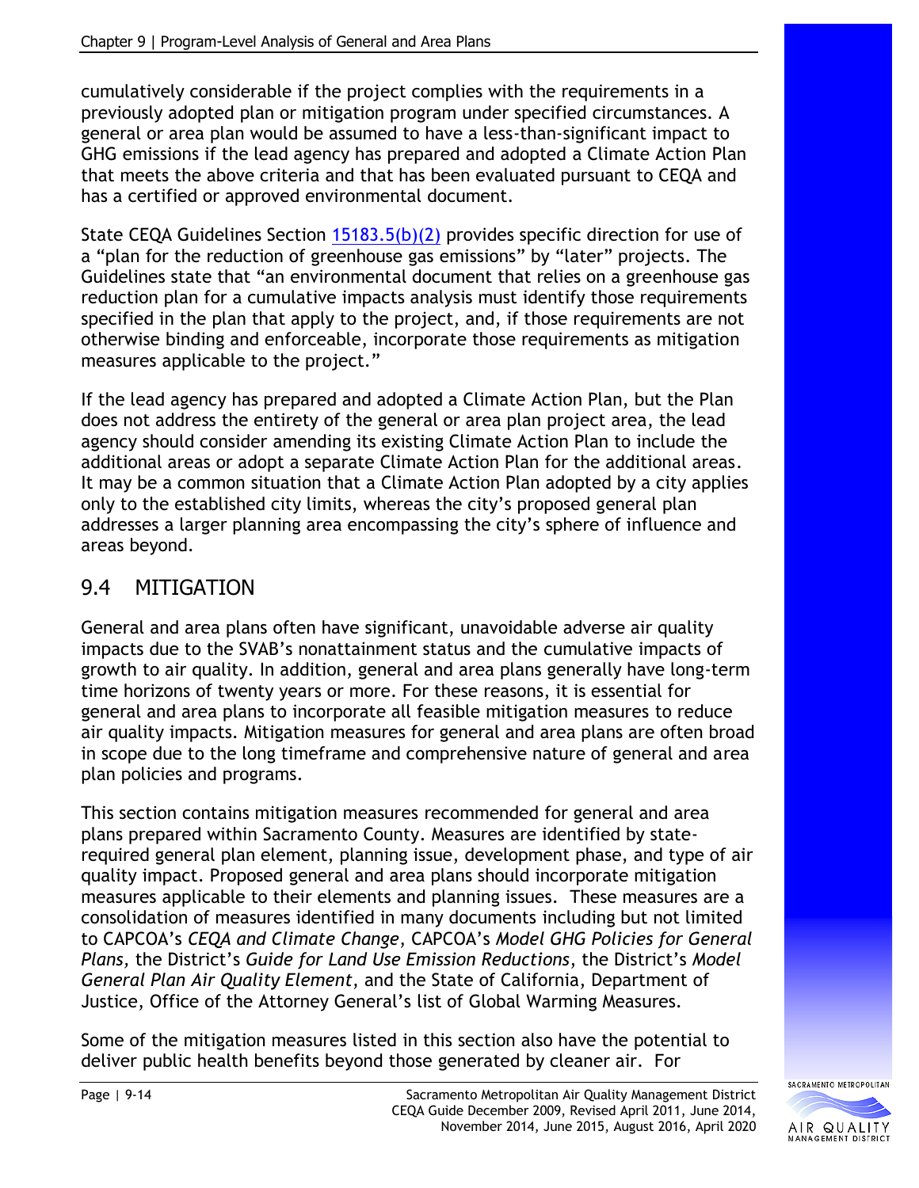cumulatively considerable if the project complies with the requirements in a previously adopted plan or mitigation program under specified circumstances. A general or area plan would be assumed to have a less-than-significant impact to GHG emissions if the lead agency has prepared and adopted a Climate Action Plan that meets the above criteria and that has been evaluated pursuant to CEQA and has a certified or approved environmental document.

State CEQA Guidelines Section 15183.5(b)(2) provides specific direction for use of a "plan for the reduction of greenhouse gas emissions" by "later" projects. The Guidelines state that "an environmental document that relies on a greenhouse gas reduction plan for a cumulative impacts analysis must identify those requirements specified in the plan that apply to the project, and, if those requirements are not otherwise binding and enforceable, incorporate those requirements as mitigation measures applicable to the project."

If the lead agency has prepared and adopted a Climate Action Plan, but the Plan does not address the entirety of the general or area plan project area, the lead agency should consider amending its existing Climate Action Plan to include the additional areas or adopt a separate Climate Action Plan for the additional areas. It may be a common situation that a Climate Action Plan adopted by a city applies only to the established city limits, whereas the city's proposed general plan addresses a larger planning area encompassing the city's sphere of influence and areas beyond.

## 9.4 MITIGATION

General and area plans often have significant, unavoidable adverse air quality impacts due to the SVAB's nonattainment status and the cumulative impacts of growth to air quality. In addition, general and area plans generally have long-term time horizons of twenty years or more. For these reasons, it is essential for general and area plans to incorporate all feasible mitigation measures to reduce air quality impacts. Mitigation measures for general and area plans are often broad in scope due to the long timeframe and comprehensive nature of general and area plan policies and programs.

This section contains mitigation measures recommended for general and area plans prepared within Sacramento County. Measures are identified by state-required general plan element, planning issue, development phase, and type of air quality impact. Proposed general and area plans should incorporate mitigation measures applicable to their elements and planning issues. These measures are a consolidation of measures identified in many documents including but not limited to CAPCOA's *CEQA and Climate Change*, CAPCOA's *Model GHG Policies for General Plans,* the District's *Guide for Land Use Emission Reductions*, the District's *Model General Plan Air Quality Element*, and the State of California, Department of Justice, Office of the Attorney General's list of Global Warming Measures.

Some of the mitigation measures listed in this section also have the potential to deliver public health benefits beyond those generated by cleaner air. For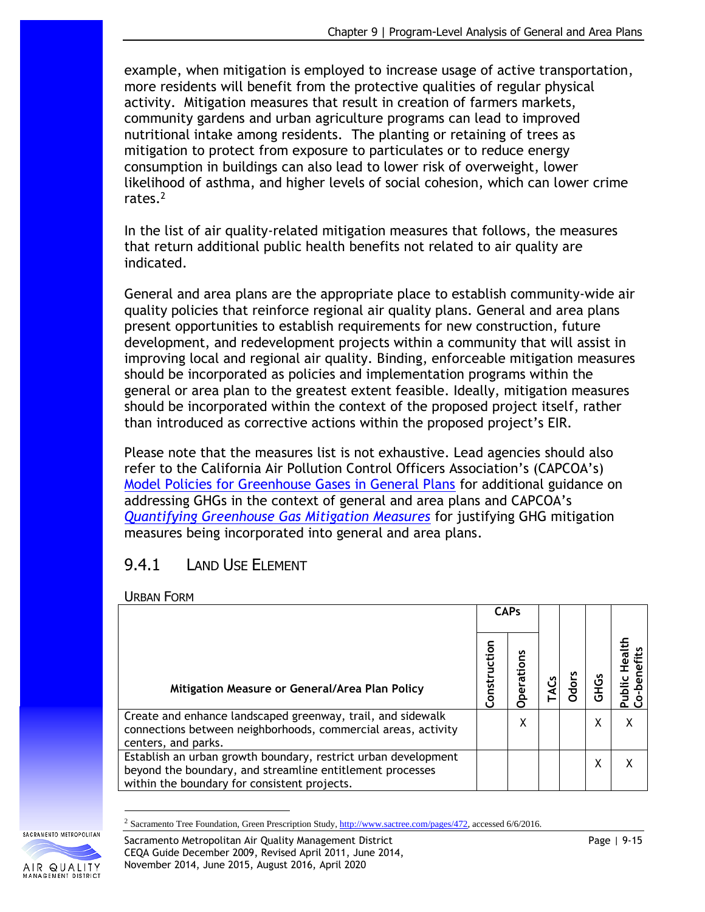example, when mitigation is employed to increase usage of active transportation, more residents will benefit from the protective qualities of regular physical activity. Mitigation measures that result in creation of farmers markets, community gardens and urban agriculture programs can lead to improved nutritional intake among residents. The planting or retaining of trees as mitigation to protect from exposure to particulates or to reduce energy consumption in buildings can also lead to lower risk of overweight, lower likelihood of asthma, and higher levels of social cohesion, which can lower crime rates.[2]

In the list of air quality-related mitigation measures that follows, the measures that return additional public health benefits not related to air quality are indicated.

General and area plans are the appropriate place to establish community-wide air quality policies that reinforce regional air quality plans. General and area plans present opportunities to establish requirements for new construction, future development, and redevelopment projects within a community that will assist in improving local and regional air quality. Binding, enforceable mitigation measures should be incorporated as policies and implementation programs within the general or area plan to the greatest extent feasible. Ideally, mitigation measures should be incorporated within the context of the proposed project itself, rather than introduced as corrective actions within the proposed project's EIR.

Please note that the measures list is not exhaustive. Lead agencies should also refer to the California Air Pollution Control Officers Association's (CAPCOA's) Model Policies for Greenhouse Gases in General Plans for additional guidance on addressing GHGs in the context of general and area plans and CAPCOA's *Quantifying Greenhouse Gas Mitigation Measures* for justifying GHG mitigation measures being incorporated into general and area plans.

## 9.4.1 Land Use Element

### Urban Form

| Mitigation Measure or General/Area Plan Policy | CAPs | | TACs | Odors | GHGs | Public Health Co-benefits |
|---|---|---|---|---|---|---|
| | Construction | Operations | | | | |
| Create and enhance landscaped greenway, trail, and sidewalk connections between neighborhoods, commercial areas, activity centers, and parks. | | X | | | X | X |
| Establish an urban growth boundary, restrict urban development beyond the boundary, and streamline entitlement processes within the boundary for consistent projects. | | | | | X | X |

[2] Sacramento Tree Foundation, Green Prescription Study, http://www.sactree.com/pages/472, accessed 6/6/2016.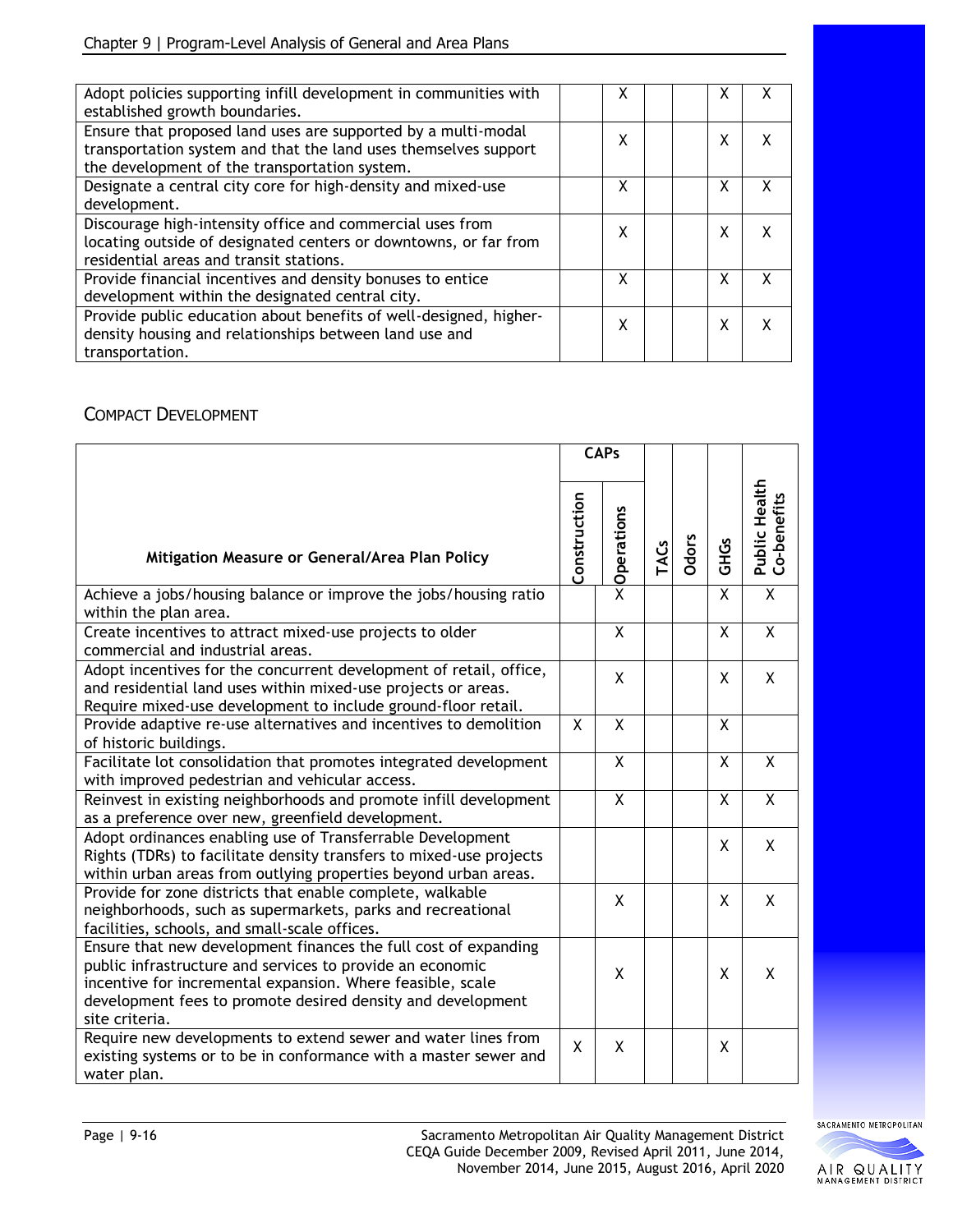| | | | | | | |
|---|---|---|---|---|---|---|
| Adopt policies supporting infill development in communities with established growth boundaries. | | X | | | X | X |
| Ensure that proposed land uses are supported by a multi-modal transportation system and that the land uses themselves support the development of the transportation system. | | X | | | X | X |
| Designate a central city core for high-density and mixed-use development. | | X | | | X | X |
| Discourage high-intensity office and commercial uses from locating outside of designated centers or downtowns, or far from residential areas and transit stations. | | X | | | X | X |
| Provide financial incentives and density bonuses to entice development within the designated central city. | | X | | | X | X |
| Provide public education about benefits of well-designed, higher-density housing and relationships between land use and transportation. | | X | | | X | X |

## Compact Development

| Mitigation Measure or General/Area Plan Policy | CAPs | | TACs | Odors | GHGs | Public Health Co-benefits |
|---|---|---|---|---|---|---|
| | Construction | Operations | | | | |
| Achieve a jobs/housing balance or improve the jobs/housing ratio within the plan area. | | X | | | X | X |
| Create incentives to attract mixed-use projects to older commercial and industrial areas. | | X | | | X | X |
| Adopt incentives for the concurrent development of retail, office, and residential land uses within mixed-use projects or areas. Require mixed-use development to include ground-floor retail. | | X | | | X | X |
| Provide adaptive re-use alternatives and incentives to demolition of historic buildings. | X | X | | | X | |
| Facilitate lot consolidation that promotes integrated development with improved pedestrian and vehicular access. | | X | | | X | X |
| Reinvest in existing neighborhoods and promote infill development as a preference over new, greenfield development. | | X | | | X | X |
| Adopt ordinances enabling use of Transferrable Development Rights (TDRs) to facilitate density transfers to mixed-use projects within urban areas from outlying properties beyond urban areas. | | | | | X | X |
| Provide for zone districts that enable complete, walkable neighborhoods, such as supermarkets, parks and recreational facilities, schools, and small-scale offices. | | X | | | X | X |
| Ensure that new development finances the full cost of expanding public infrastructure and services to provide an economic incentive for incremental expansion. Where feasible, scale development fees to promote desired density and development site criteria. | | X | | | X | X |
| Require new developments to extend sewer and water lines from existing systems or to be in conformance with a master sewer and water plan. | X | X | | | X | |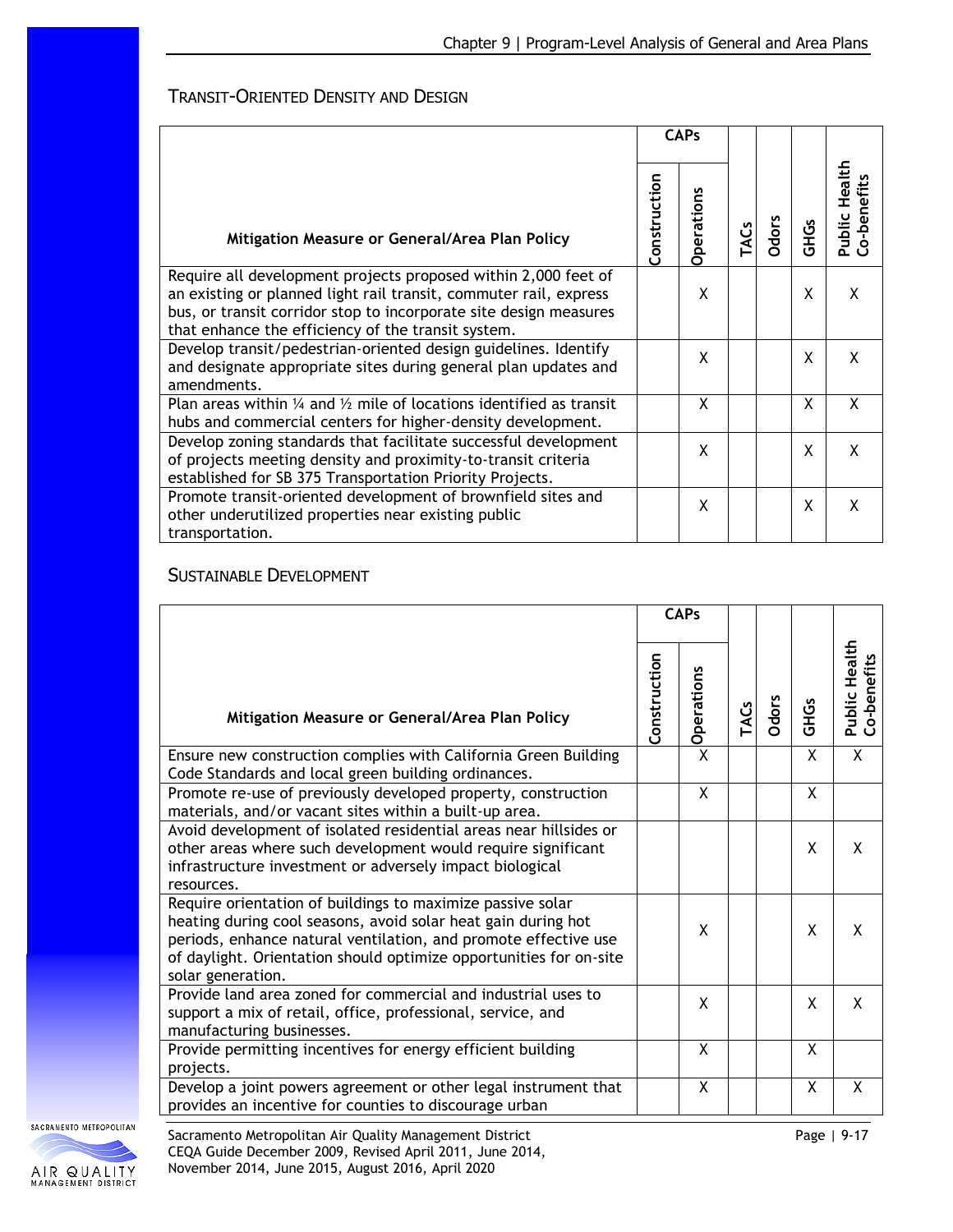### Transit-Oriented Density and Design

| Mitigation Measure or General/Area Plan Policy | CAPs | | TACs | Odors | GHGs | Public Health Co-benefits |
|---|---|---|---|---|---|---|
| | Construction | Operations | | | | |
| Require all development projects proposed within 2,000 feet of an existing or planned light rail transit, commuter rail, express bus, or transit corridor stop to incorporate site design measures that enhance the efficiency of the transit system. | | X | | | X | X |
| Develop transit/pedestrian-oriented design guidelines. Identify and designate appropriate sites during general plan updates and amendments. | | X | | | X | X |
| Plan areas within ¼ and ½ mile of locations identified as transit hubs and commercial centers for higher-density development. | | X | | | X | X |
| Develop zoning standards that facilitate successful development of projects meeting density and proximity-to-transit criteria established for SB 375 Transportation Priority Projects. | | X | | | X | X |
| Promote transit-oriented development of brownfield sites and other underutilized properties near existing public transportation. | | X | | | X | X |

### Sustainable Development

| Mitigation Measure or General/Area Plan Policy | CAPs | | TACs | Odors | GHGs | Public Health Co-benefits |
|---|---|---|---|---|---|---|
| | Construction | Operations | | | | |
| Ensure new construction complies with California Green Building Code Standards and local green building ordinances. | | X | | | X | X |
| Promote re-use of previously developed property, construction materials, and/or vacant sites within a built-up area. | | X | | | X | |
| Avoid development of isolated residential areas near hillsides or other areas where such development would require significant infrastructure investment or adversely impact biological resources. | | | | | X | X |
| Require orientation of buildings to maximize passive solar heating during cool seasons, avoid solar heat gain during hot periods, enhance natural ventilation, and promote effective use of daylight. Orientation should optimize opportunities for on-site solar generation. | | X | | | X | X |
| Provide land area zoned for commercial and industrial uses to support a mix of retail, office, professional, service, and manufacturing businesses. | | X | | | X | X |
| Provide permitting incentives for energy efficient building projects. | | X | | | X | |
| Develop a joint powers agreement or other legal instrument that provides an incentive for counties to discourage urban | | X | | | X | X |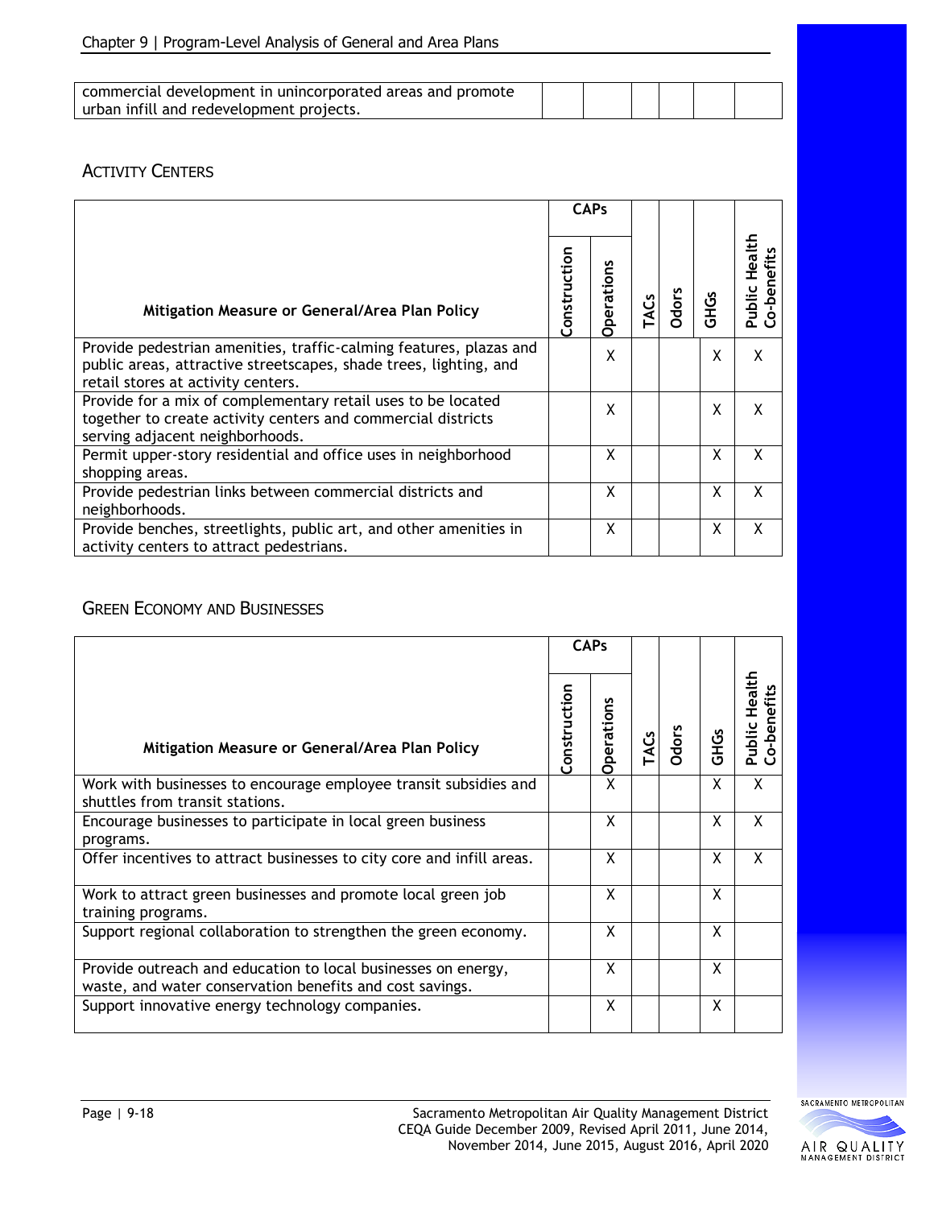| commercial development in unincorporated areas and promote urban infill and redevelopment projects. | | | | | | |
|---|---|---|---|---|---|---|

## Activity Centers

| Mitigation Measure or General/Area Plan Policy | CAPs | | TACs | Odors | GHGs | Public Health Co-benefits |
|---|---|---|---|---|---|---|
| | Construction | Operations | | | | |
| Provide pedestrian amenities, traffic-calming features, plazas and public areas, attractive streetscapes, shade trees, lighting, and retail stores at activity centers. | | X | | | X | X |
| Provide for a mix of complementary retail uses to be located together to create activity centers and commercial districts serving adjacent neighborhoods. | | X | | | X | X |
| Permit upper-story residential and office uses in neighborhood shopping areas. | | X | | | X | X |
| Provide pedestrian links between commercial districts and neighborhoods. | | X | | | X | X |
| Provide benches, streetlights, public art, and other amenities in activity centers to attract pedestrians. | | X | | | X | X |

## Green Economy and Businesses

| Mitigation Measure or General/Area Plan Policy | CAPs | | TACs | Odors | GHGs | Public Health Co-benefits |
|---|---|---|---|---|---|---|
| | Construction | Operations | | | | |
| Work with businesses to encourage employee transit subsidies and shuttles from transit stations. | | X | | | X | X |
| Encourage businesses to participate in local green business programs. | | X | | | X | X |
| Offer incentives to attract businesses to city core and infill areas. | | X | | | X | X |
| Work to attract green businesses and promote local green job training programs. | | X | | | X | |
| Support regional collaboration to strengthen the green economy. | | X | | | X | |
| Provide outreach and education to local businesses on energy, waste, and water conservation benefits and cost savings. | | X | | | X | |
| Support innovative energy technology companies. | | X | | | X | |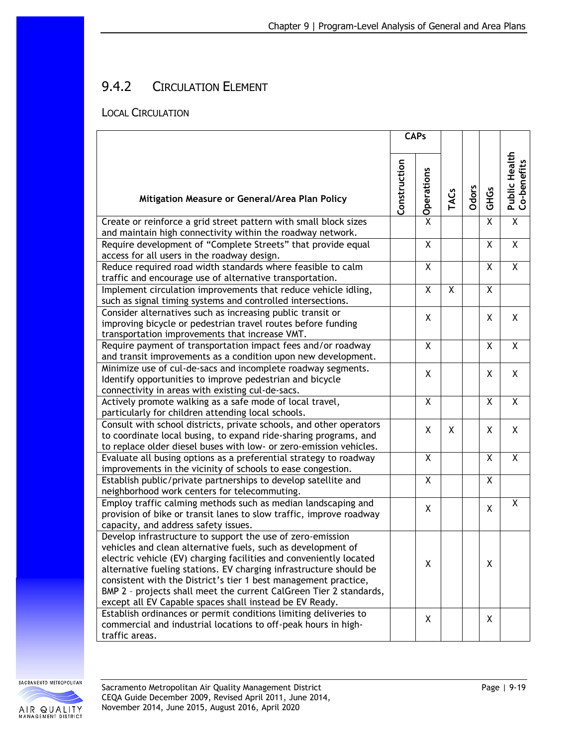## 9.4.2 Circulation Element

### Local Circulation

| Mitigation Measure or General/Area Plan Policy | CAPs | | TACs | Odors | GHGs | Public Health Co-benefits |
|---|---|---|---|---|---|---|
| | Construction | Operations | | | | |
| Create or reinforce a grid street pattern with small block sizes and maintain high connectivity within the roadway network. | | X | | | X | X |
| Require development of "Complete Streets" that provide equal access for all users in the roadway design. | | X | | | X | X |
| Reduce required road width standards where feasible to calm traffic and encourage use of alternative transportation. | | X | | | X | X |
| Implement circulation improvements that reduce vehicle idling, such as signal timing systems and controlled intersections. | | X | X | | X | |
| Consider alternatives such as increasing public transit or improving bicycle or pedestrian travel routes before funding transportation improvements that increase VMT. | | X | | | X | X |
| Require payment of transportation impact fees and/or roadway and transit improvements as a condition upon new development. | | X | | | X | X |
| Minimize use of cul-de-sacs and incomplete roadway segments. Identify opportunities to improve pedestrian and bicycle connectivity in areas with existing cul-de-sacs. | | X | | | X | X |
| Actively promote walking as a safe mode of local travel, particularly for children attending local schools. | | X | | | X | X |
| Consult with school districts, private schools, and other operators to coordinate local busing, to expand ride-sharing programs, and to replace older diesel buses with low- or zero-emission vehicles. | | X | X | | X | X |
| Evaluate all busing options as a preferential strategy to roadway improvements in the vicinity of schools to ease congestion. | | X | | | X | X |
| Establish public/private partnerships to develop satellite and neighborhood work centers for telecommuting. | | X | | | X | |
| Employ traffic calming methods such as median landscaping and provision of bike or transit lanes to slow traffic, improve roadway capacity, and address safety issues. | | X | | | X | X |
| Develop infrastructure to support the use of zero-emission vehicles and clean alternative fuels, such as development of electric vehicle (EV) charging facilities and conveniently located alternative fueling stations. EV charging infrastructure should be consistent with the District's tier 1 best management practice, BMP 2 – projects shall meet the current CalGreen Tier 2 standards, except all EV Capable spaces shall instead be EV Ready. | | X | | | X | |
| Establish ordinances or permit conditions limiting deliveries to commercial and industrial locations to off-peak hours in high-traffic areas. | | X | | | X | |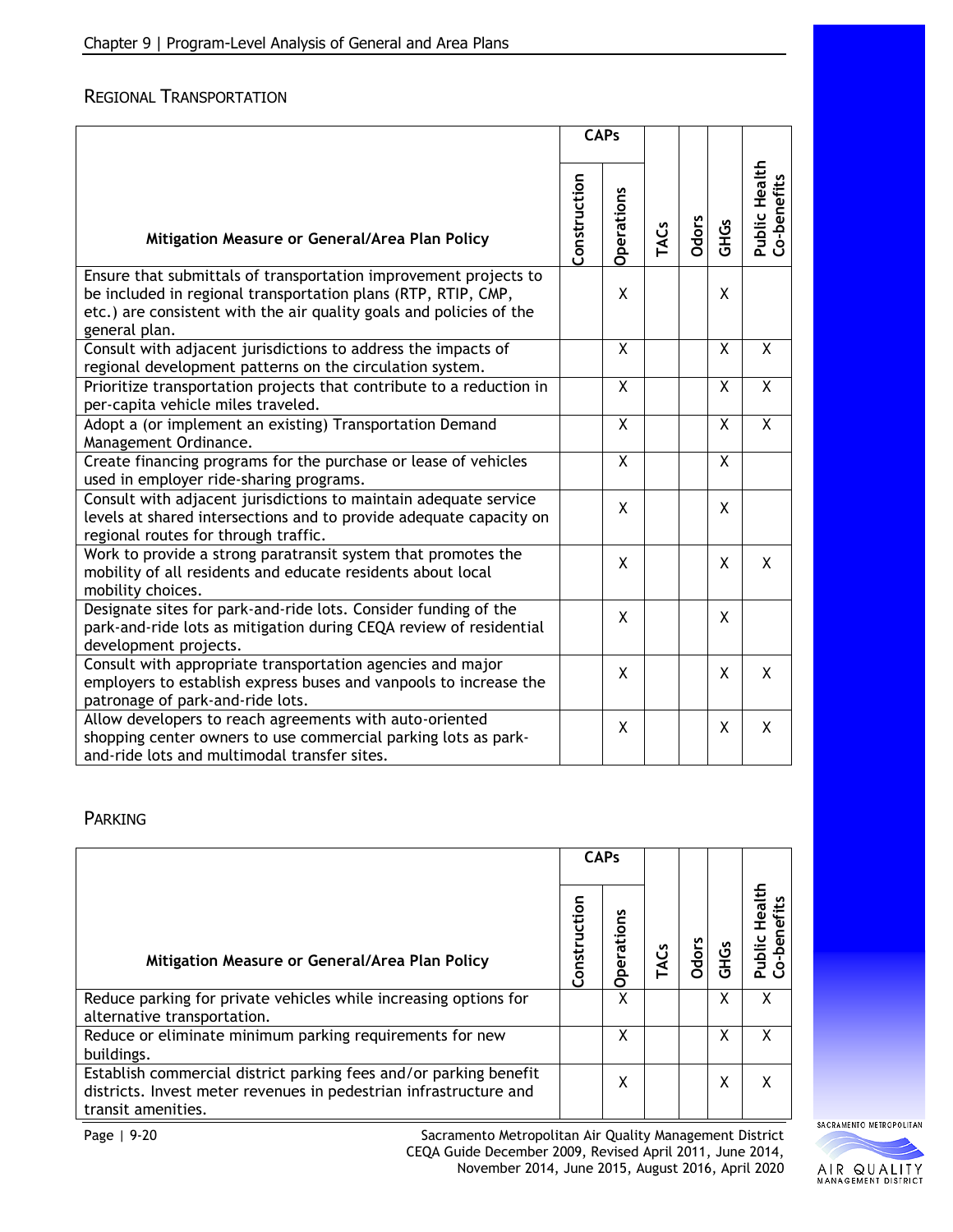## Regional Transportation

| Mitigation Measure or General/Area Plan Policy | CAPs | | TACs | Odors | GHGs | Public Health Co-benefits |
|---|---|---|---|---|---|---|
| | Construction | Operations | | | | |
| Ensure that submittals of transportation improvement projects to be included in regional transportation plans (RTP, RTIP, CMP, etc.) are consistent with the air quality goals and policies of the general plan. | | X | | | X | |
| Consult with adjacent jurisdictions to address the impacts of regional development patterns on the circulation system. | | X | | | X | X |
| Prioritize transportation projects that contribute to a reduction in per-capita vehicle miles traveled. | | X | | | X | X |
| Adopt a (or implement an existing) Transportation Demand Management Ordinance. | | X | | | X | X |
| Create financing programs for the purchase or lease of vehicles used in employer ride-sharing programs. | | X | | | X | |
| Consult with adjacent jurisdictions to maintain adequate service levels at shared intersections and to provide adequate capacity on regional routes for through traffic. | | X | | | X | |
| Work to provide a strong paratransit system that promotes the mobility of all residents and educate residents about local mobility choices. | | X | | | X | X |
| Designate sites for park-and-ride lots. Consider funding of the park-and-ride lots as mitigation during CEQA review of residential development projects. | | X | | | X | |
| Consult with appropriate transportation agencies and major employers to establish express buses and vanpools to increase the patronage of park-and-ride lots. | | X | | | X | X |
| Allow developers to reach agreements with auto-oriented shopping center owners to use commercial parking lots as park-and-ride lots and multimodal transfer sites. | | X | | | X | X |

## Parking

| Mitigation Measure or General/Area Plan Policy | CAPs | | TACs | Odors | GHGs | Public Health Co-benefits |
|---|---|---|---|---|---|---|
| | Construction | Operations | | | | |
| Reduce parking for private vehicles while increasing options for alternative transportation. | | X | | | X | X |
| Reduce or eliminate minimum parking requirements for new buildings. | | X | | | X | X |
| Establish commercial district parking fees and/or parking benefit districts. Invest meter revenues in pedestrian infrastructure and transit amenities. | | X | | | X | X |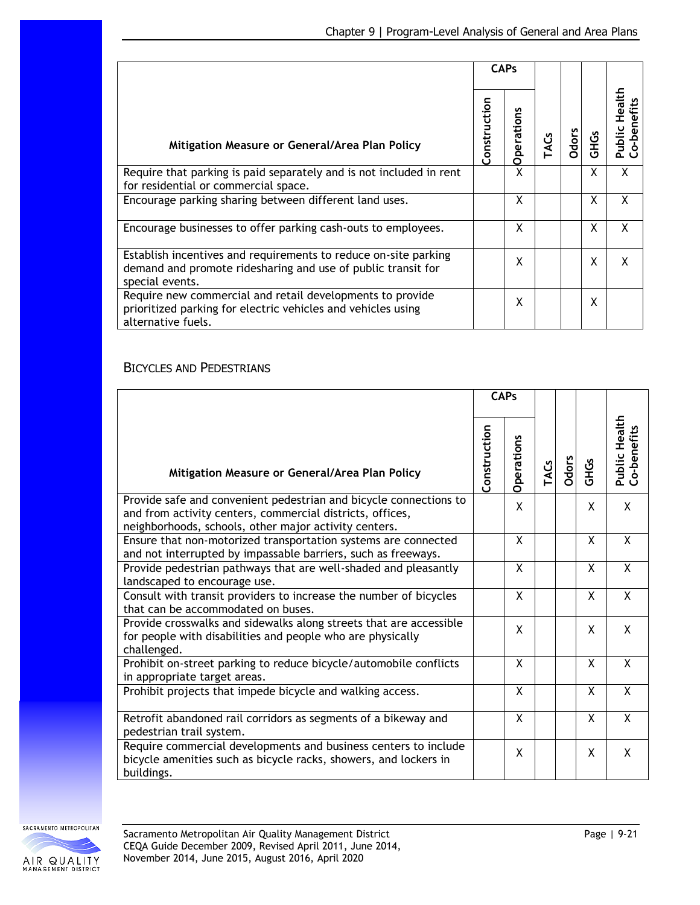| Mitigation Measure or General/Area Plan Policy | CAPs | | TACs | Odors | GHGs | Public Health Co-benefits |
|---|---|---|---|---|---|---|
| | Construction | Operations | | | | |
| Require that parking is paid separately and is not included in rent for residential or commercial space. | | X | | | X | X |
| Encourage parking sharing between different land uses. | | X | | | X | X |
| Encourage businesses to offer parking cash-outs to employees. | | X | | | X | X |
| Establish incentives and requirements to reduce on-site parking demand and promote ridesharing and use of public transit for special events. | | X | | | X | X |
| Require new commercial and retail developments to provide prioritized parking for electric vehicles and vehicles using alternative fuels. | | X | | | X | |

### Bicycles and Pedestrians

| Mitigation Measure or General/Area Plan Policy | CAPs | | TACs | Odors | GHGs | Public Health Co-benefits |
|---|---|---|---|---|---|---|
| | Construction | Operations | | | | |
| Provide safe and convenient pedestrian and bicycle connections to and from activity centers, commercial districts, offices, neighborhoods, schools, other major activity centers. | | X | | | X | X |
| Ensure that non-motorized transportation systems are connected and not interrupted by impassable barriers, such as freeways. | | X | | | X | X |
| Provide pedestrian pathways that are well-shaded and pleasantly landscaped to encourage use. | | X | | | X | X |
| Consult with transit providers to increase the number of bicycles that can be accommodated on buses. | | X | | | X | X |
| Provide crosswalks and sidewalks along streets that are accessible for people with disabilities and people who are physically challenged. | | X | | | X | X |
| Prohibit on-street parking to reduce bicycle/automobile conflicts in appropriate target areas. | | X | | | X | X |
| Prohibit projects that impede bicycle and walking access. | | X | | | X | X |
| Retrofit abandoned rail corridors as segments of a bikeway and pedestrian trail system. | | X | | | X | X |
| Require commercial developments and business centers to include bicycle amenities such as bicycle racks, showers, and lockers in buildings. | | X | | | X | X |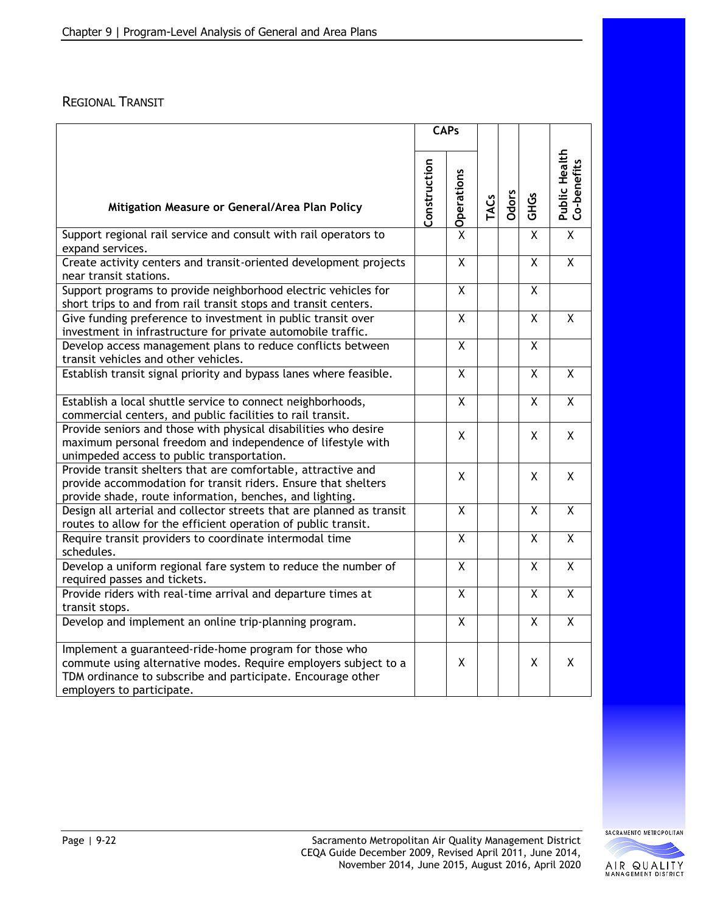## Regional Transit

| Mitigation Measure or General/Area Plan Policy | CAPs | | TACs | Odors | GHGs | Public Health Co-benefits |
|---|---|---|---|---|---|---|
| | Construction | Operations | | | | |
| Support regional rail service and consult with rail operators to expand services. | | X | | | X | X |
| Create activity centers and transit-oriented development projects near transit stations. | | X | | | X | X |
| Support programs to provide neighborhood electric vehicles for short trips to and from rail transit stops and transit centers. | | X | | | X | |
| Give funding preference to investment in public transit over investment in infrastructure for private automobile traffic. | | X | | | X | X |
| Develop access management plans to reduce conflicts between transit vehicles and other vehicles. | | X | | | X | |
| Establish transit signal priority and bypass lanes where feasible. | | X | | | X | X |
| Establish a local shuttle service to connect neighborhoods, commercial centers, and public facilities to rail transit. | | X | | | X | X |
| Provide seniors and those with physical disabilities who desire maximum personal freedom and independence of lifestyle with unimpeded access to public transportation. | | X | | | X | X |
| Provide transit shelters that are comfortable, attractive and provide accommodation for transit riders. Ensure that shelters provide shade, route information, benches, and lighting. | | X | | | X | X |
| Design all arterial and collector streets that are planned as transit routes to allow for the efficient operation of public transit. | | X | | | X | X |
| Require transit providers to coordinate intermodal time schedules. | | X | | | X | X |
| Develop a uniform regional fare system to reduce the number of required passes and tickets. | | X | | | X | X |
| Provide riders with real-time arrival and departure times at transit stops. | | X | | | X | X |
| Develop and implement an online trip-planning program. | | X | | | X | X |
| Implement a guaranteed-ride-home program for those who commute using alternative modes. Require employers subject to a TDM ordinance to subscribe and participate. Encourage other employers to participate. | | X | | | X | X |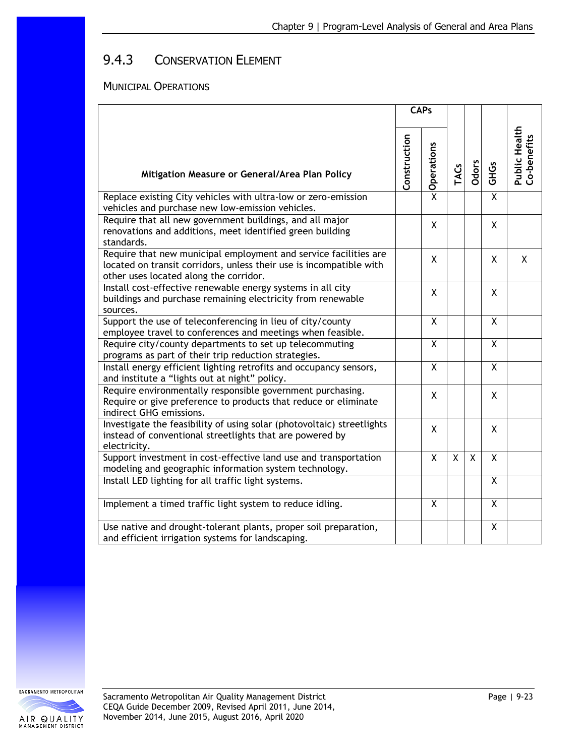## 9.4.3 Conservation Element

### Municipal Operations

| Mitigation Measure or General/Area Plan Policy | CAPs | | TACs | Odors | GHGs | Public Health Co-benefits |
|---|---|---|---|---|---|---|
| | Construction | Operations | | | | |
| Replace existing City vehicles with ultra-low or zero-emission vehicles and purchase new low-emission vehicles. | | X | | | X | |
| Require that all new government buildings, and all major renovations and additions, meet identified green building standards. | | X | | | X | |
| Require that new municipal employment and service facilities are located on transit corridors, unless their use is incompatible with other uses located along the corridor. | | X | | | X | X |
| Install cost-effective renewable energy systems in all city buildings and purchase remaining electricity from renewable sources. | | X | | | X | |
| Support the use of teleconferencing in lieu of city/county employee travel to conferences and meetings when feasible. | | X | | | X | |
| Require city/county departments to set up telecommuting programs as part of their trip reduction strategies. | | X | | | X | |
| Install energy efficient lighting retrofits and occupancy sensors, and institute a "lights out at night" policy. | | X | | | X | |
| Require environmentally responsible government purchasing. Require or give preference to products that reduce or eliminate indirect GHG emissions. | | X | | | X | |
| Investigate the feasibility of using solar (photovoltaic) streetlights instead of conventional streetlights that are powered by electricity. | | X | | | X | |
| Support investment in cost-effective land use and transportation modeling and geographic information system technology. | | X | X | X | X | |
| Install LED lighting for all traffic light systems. | | | | | X | |
| Implement a timed traffic light system to reduce idling. | | X | | | X | |
| Use native and drought-tolerant plants, proper soil preparation, and efficient irrigation systems for landscaping. | | | | | X | |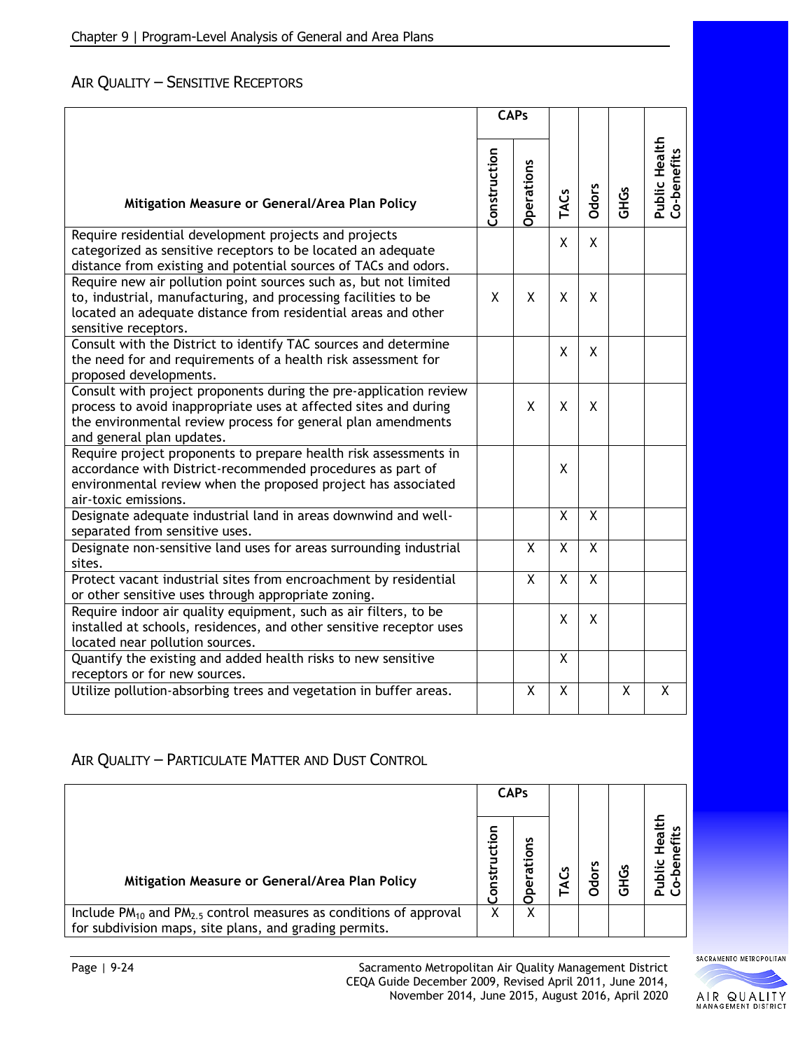## Air Quality – Sensitive Receptors

| Mitigation Measure or General/Area Plan Policy | CAPs | | TACs | Odors | GHGs | Public Health Co-benefits |
|---|---|---|---|---|---|---|
| | Construction | Operations | | | | |
| Require residential development projects and projects categorized as sensitive receptors to be located an adequate distance from existing and potential sources of TACs and odors. | | | X | X | | |
| Require new air pollution point sources such as, but not limited to, industrial, manufacturing, and processing facilities to be located an adequate distance from residential areas and other sensitive receptors. | X | X | X | X | | |
| Consult with the District to identify TAC sources and determine the need for and requirements of a health risk assessment for proposed developments. | | | X | X | | |
| Consult with project proponents during the pre-application review process to avoid inappropriate uses at affected sites and during the environmental review process for general plan amendments and general plan updates. | | X | X | X | | |
| Require project proponents to prepare health risk assessments in accordance with District-recommended procedures as part of environmental review when the proposed project has associated air-toxic emissions. | | | X | | | |
| Designate adequate industrial land in areas downwind and well-separated from sensitive uses. | | | X | X | | |
| Designate non-sensitive land uses for areas surrounding industrial sites. | | X | X | X | | |
| Protect vacant industrial sites from encroachment by residential or other sensitive uses through appropriate zoning. | | X | X | X | | |
| Require indoor air quality equipment, such as air filters, to be installed at schools, residences, and other sensitive receptor uses located near pollution sources. | | | X | X | | |
| Quantify the existing and added health risks to new sensitive receptors or for new sources. | | | X | | | |
| Utilize pollution-absorbing trees and vegetation in buffer areas. | | X | X | | X | X |

## Air Quality – Particulate Matter and Dust Control

| Mitigation Measure or General/Area Plan Policy | CAPs | | TACs | Odors | GHGs | Public Health Co-benefits |
|---|---|---|---|---|---|---|
| | Construction | Operations | | | | |
| Include $PM_{10}$ and $PM_{2.5}$ control measures as conditions of approval for subdivision maps, site plans, and grading permits. | X | X | | | | |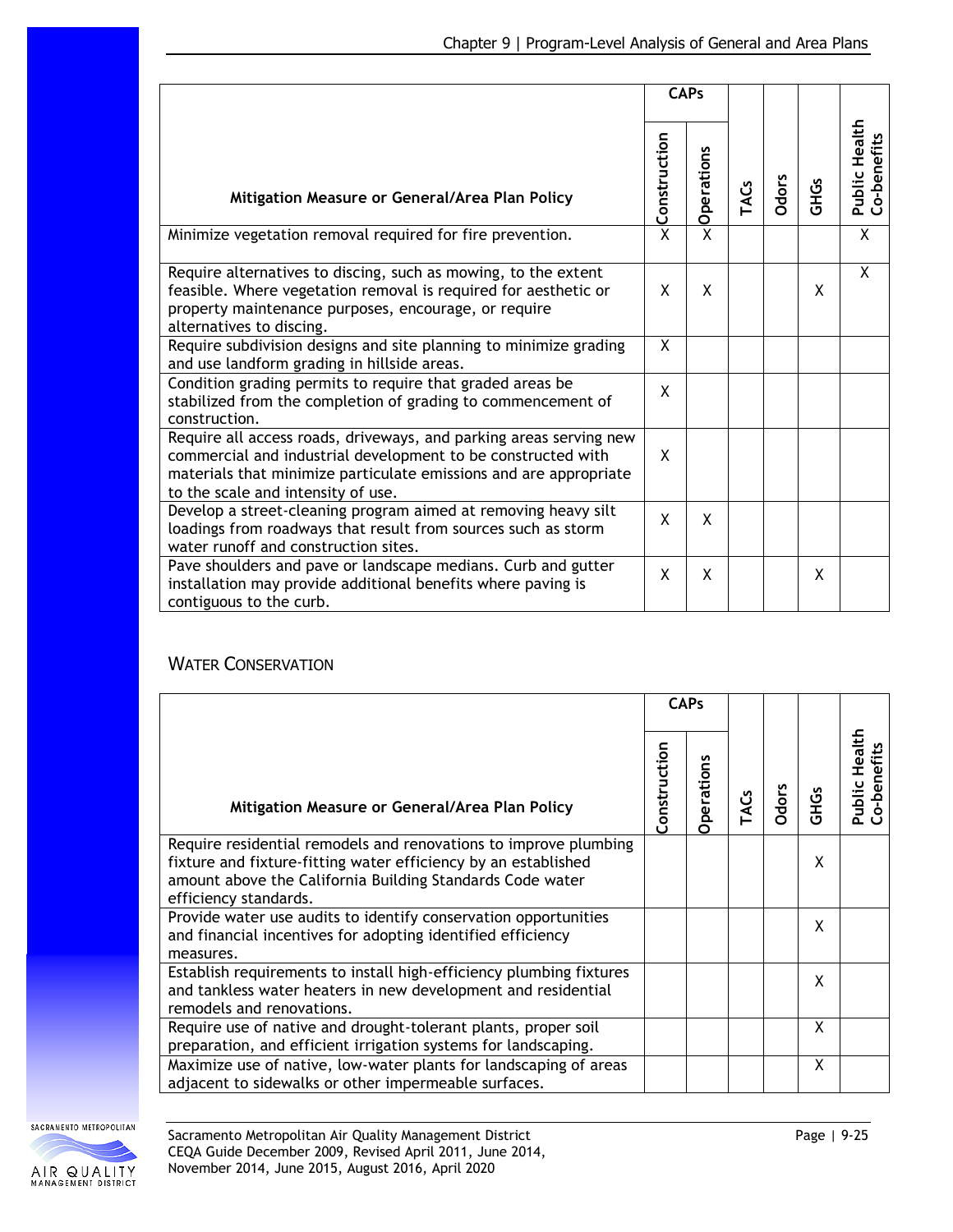| Mitigation Measure or General/Area Plan Policy | CAPs | | TACs | Odors | GHGs | Public Health Co-benefits |
|---|---|---|---|---|---|---|
| | Construction | Operations | | | | |
| Minimize vegetation removal required for fire prevention. | X | X | | | | X |
| Require alternatives to discing, such as mowing, to the extent feasible. Where vegetation removal is required for aesthetic or property maintenance purposes, encourage, or require alternatives to discing. | X | X | | | X | X |
| Require subdivision designs and site planning to minimize grading and use landform grading in hillside areas. | X | | | | | |
| Condition grading permits to require that graded areas be stabilized from the completion of grading to commencement of construction. | X | | | | | |
| Require all access roads, driveways, and parking areas serving new commercial and industrial development to be constructed with materials that minimize particulate emissions and are appropriate to the scale and intensity of use. | X | | | | | |
| Develop a street-cleaning program aimed at removing heavy silt loadings from roadways that result from sources such as storm water runoff and construction sites. | X | X | | | | |
| Pave shoulders and pave or landscape medians. Curb and gutter installation may provide additional benefits where paving is contiguous to the curb. | X | X | | | X | |

### Water Conservation

| Mitigation Measure or General/Area Plan Policy | CAPs | | TACs | Odors | GHGs | Public Health Co-benefits |
|---|---|---|---|---|---|---|
| | Construction | Operations | | | | |
| Require residential remodels and renovations to improve plumbing fixture and fixture-fitting water efficiency by an established amount above the California Building Standards Code water efficiency standards. | | | | | X | |
| Provide water use audits to identify conservation opportunities and financial incentives for adopting identified efficiency measures. | | | | | X | |
| Establish requirements to install high-efficiency plumbing fixtures and tankless water heaters in new development and residential remodels and renovations. | | | | | X | |
| Require use of native and drought-tolerant plants, proper soil preparation, and efficient irrigation systems for landscaping. | | | | | X | |
| Maximize use of native, low-water plants for landscaping of areas adjacent to sidewalks or other impermeable surfaces. | | | | | X | |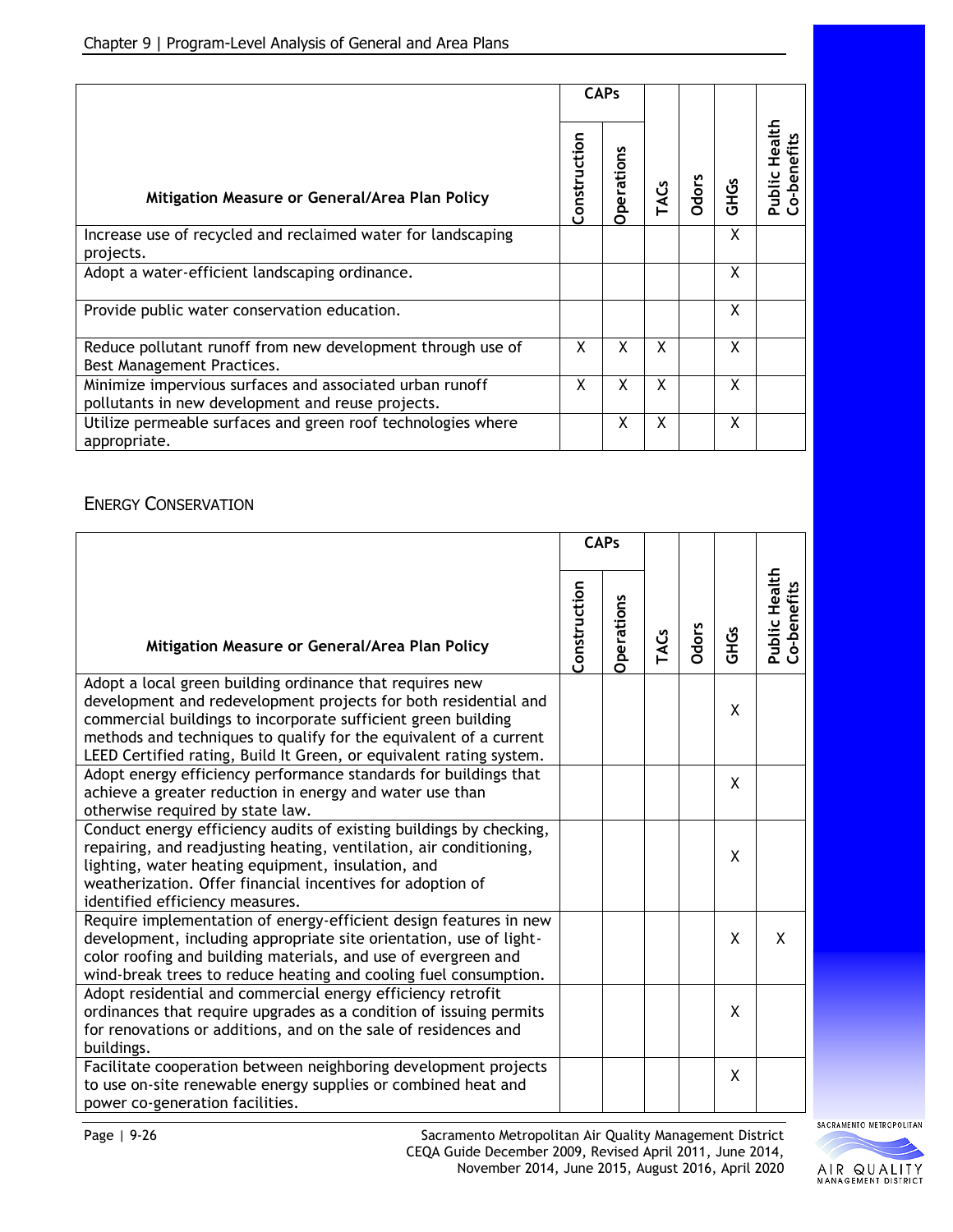| Mitigation Measure or General/Area Plan Policy | CAPs | | TACs | Odors | GHGs | Public Health Co-benefits |
|---|---|---|---|---|---|---|
| | Construction | Operations | | | | |
| Increase use of recycled and reclaimed water for landscaping projects. | | | | | X | |
| Adopt a water-efficient landscaping ordinance. | | | | | X | |
| Provide public water conservation education. | | | | | X | |
| Reduce pollutant runoff from new development through use of Best Management Practices. | X | X | X | | X | |
| Minimize impervious surfaces and associated urban runoff pollutants in new development and reuse projects. | X | X | X | | X | |
| Utilize permeable surfaces and green roof technologies where appropriate. | | X | X | | X | |

## ENERGY CONSERVATION

| Mitigation Measure or General/Area Plan Policy | CAPs | | TACs | Odors | GHGs | Public Health Co-benefits |
|---|---|---|---|---|---|---|
| | Construction | Operations | | | | |
| Adopt a local green building ordinance that requires new development and redevelopment projects for both residential and commercial buildings to incorporate sufficient green building methods and techniques to qualify for the equivalent of a current LEED Certified rating, Build It Green, or equivalent rating system. | | | | | X | |
| Adopt energy efficiency performance standards for buildings that achieve a greater reduction in energy and water use than otherwise required by state law. | | | | | X | |
| Conduct energy efficiency audits of existing buildings by checking, repairing, and readjusting heating, ventilation, air conditioning, lighting, water heating equipment, insulation, and weatherization. Offer financial incentives for adoption of identified efficiency measures. | | | | | X | |
| Require implementation of energy-efficient design features in new development, including appropriate site orientation, use of light-color roofing and building materials, and use of evergreen and wind-break trees to reduce heating and cooling fuel consumption. | | | | | X | X |
| Adopt residential and commercial energy efficiency retrofit ordinances that require upgrades as a condition of issuing permits for renovations or additions, and on the sale of residences and buildings. | | | | | X | |
| Facilitate cooperation between neighboring development projects to use on-site renewable energy supplies or combined heat and power co-generation facilities. | | | | | X | |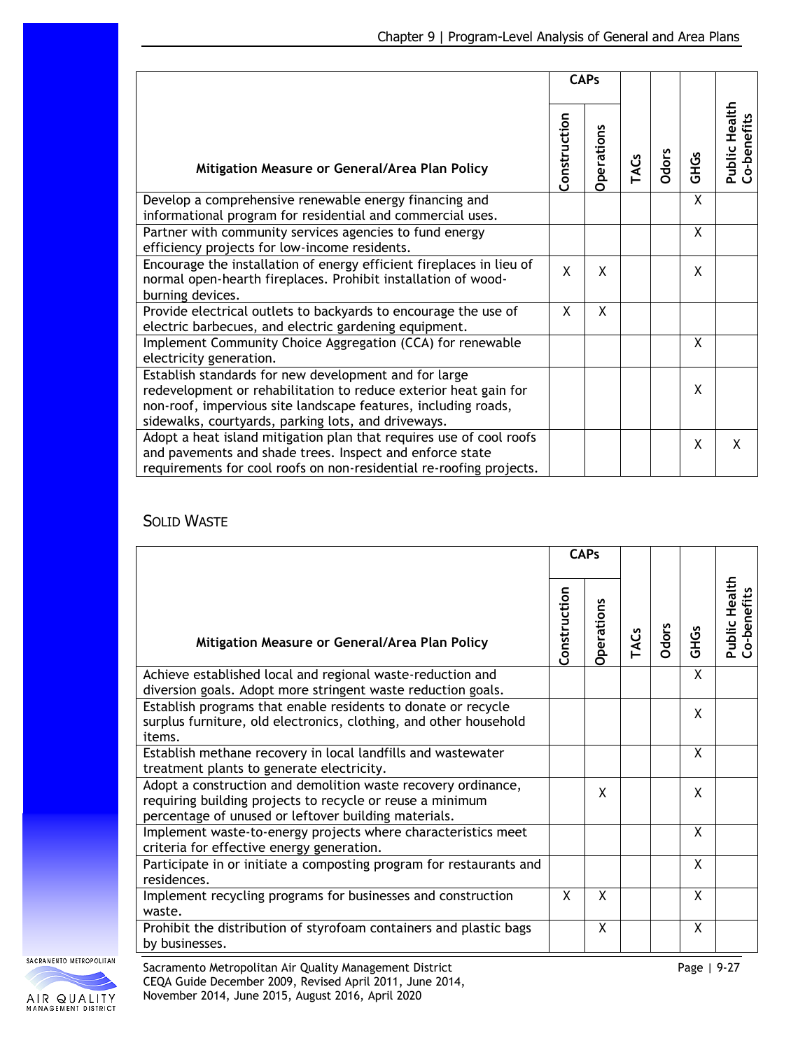| Mitigation Measure or General/Area Plan Policy | CAPs | | TACs | Odors | GHGs | Public Health Co-benefits |
|---|---|---|---|---|---|---|
| | Construction | Operations | | | | |
| Develop a comprehensive renewable energy financing and informational program for residential and commercial uses. | | | | | X | |
| Partner with community services agencies to fund energy efficiency projects for low-income residents. | | | | | X | |
| Encourage the installation of energy efficient fireplaces in lieu of normal open-hearth fireplaces. Prohibit installation of wood-burning devices. | X | X | | | X | |
| Provide electrical outlets to backyards to encourage the use of electric barbecues, and electric gardening equipment. | X | X | | | | |
| Implement Community Choice Aggregation (CCA) for renewable electricity generation. | | | | | X | |
| Establish standards for new development and for large redevelopment or rehabilitation to reduce exterior heat gain for non-roof, impervious site landscape features, including roads, sidewalks, courtyards, parking lots, and driveways. | | | | | X | |
| Adopt a heat island mitigation plan that requires use of cool roofs and pavements and shade trees. Inspect and enforce state requirements for cool roofs on non-residential re-roofing projects. | | | | | X | X |

## Solid Waste

| Mitigation Measure or General/Area Plan Policy | CAPs | | TACs | Odors | GHGs | Public Health Co-benefits |
|---|---|---|---|---|---|---|
| | Construction | Operations | | | | |
| Achieve established local and regional waste-reduction and diversion goals. Adopt more stringent waste reduction goals. | | | | | X | |
| Establish programs that enable residents to donate or recycle surplus furniture, old electronics, clothing, and other household items. | | | | | X | |
| Establish methane recovery in local landfills and wastewater treatment plants to generate electricity. | | | | | X | |
| Adopt a construction and demolition waste recovery ordinance, requiring building projects to recycle or reuse a minimum percentage of unused or leftover building materials. | | X | | | X | |
| Implement waste-to-energy projects where characteristics meet criteria for effective energy generation. | | | | | X | |
| Participate in or initiate a composting program for restaurants and residences. | | | | | X | |
| Implement recycling programs for businesses and construction waste. | X | X | | | X | |
| Prohibit the distribution of styrofoam containers and plastic bags by businesses. | | X | | | X | |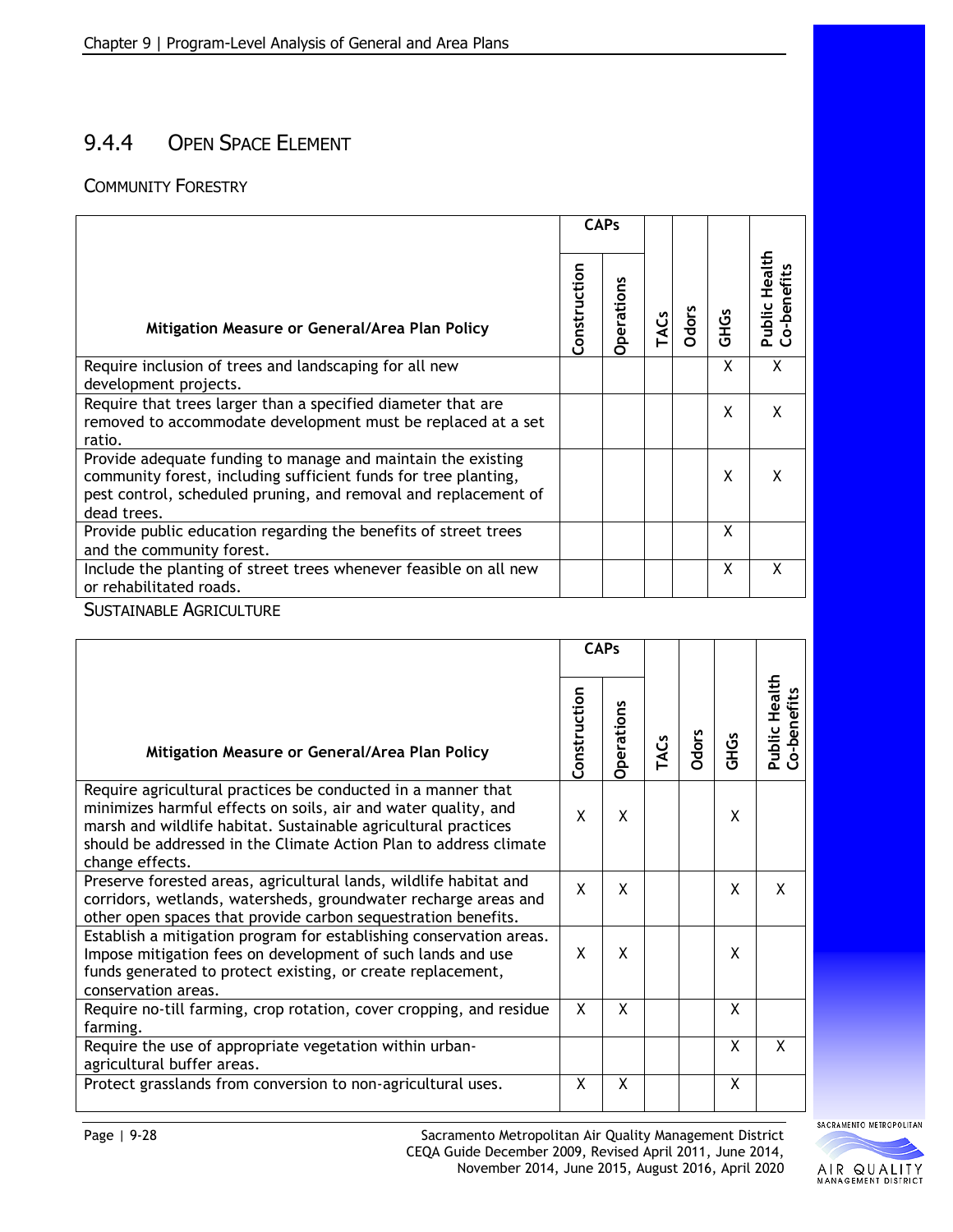## 9.4.4 Open Space Element

### Community Forestry

| Mitigation Measure or General/Area Plan Policy | CAPs | | TACs | Odors | GHGs | Public Health Co-benefits |
|---|---|---|---|---|---|---|
| | Construction | Operations | | | | |
| Require inclusion of trees and landscaping for all new development projects. | | | | | X | X |
| Require that trees larger than a specified diameter that are removed to accommodate development must be replaced at a set ratio. | | | | | X | X |
| Provide adequate funding to manage and maintain the existing community forest, including sufficient funds for tree planting, pest control, scheduled pruning, and removal and replacement of dead trees. | | | | | X | X |
| Provide public education regarding the benefits of street trees and the community forest. | | | | | X | |
| Include the planting of street trees whenever feasible on all new or rehabilitated roads. | | | | | X | X |

### Sustainable Agriculture

| Mitigation Measure or General/Area Plan Policy | CAPs | | TACs | Odors | GHGs | Public Health Co-benefits |
|---|---|---|---|---|---|---|
| | Construction | Operations | | | | |
| Require agricultural practices be conducted in a manner that minimizes harmful effects on soils, air and water quality, and marsh and wildlife habitat. Sustainable agricultural practices should be addressed in the Climate Action Plan to address climate change effects. | X | X | | | X | |
| Preserve forested areas, agricultural lands, wildlife habitat and corridors, wetlands, watersheds, groundwater recharge areas and other open spaces that provide carbon sequestration benefits. | X | X | | | X | X |
| Establish a mitigation program for establishing conservation areas. Impose mitigation fees on development of such lands and use funds generated to protect existing, or create replacement, conservation areas. | X | X | | | X | |
| Require no-till farming, crop rotation, cover cropping, and residue farming. | X | X | | | X | |
| Require the use of appropriate vegetation within urban-agricultural buffer areas. | | | | | X | X |
| Protect grasslands from conversion to non-agricultural uses. | X | X | | | X | |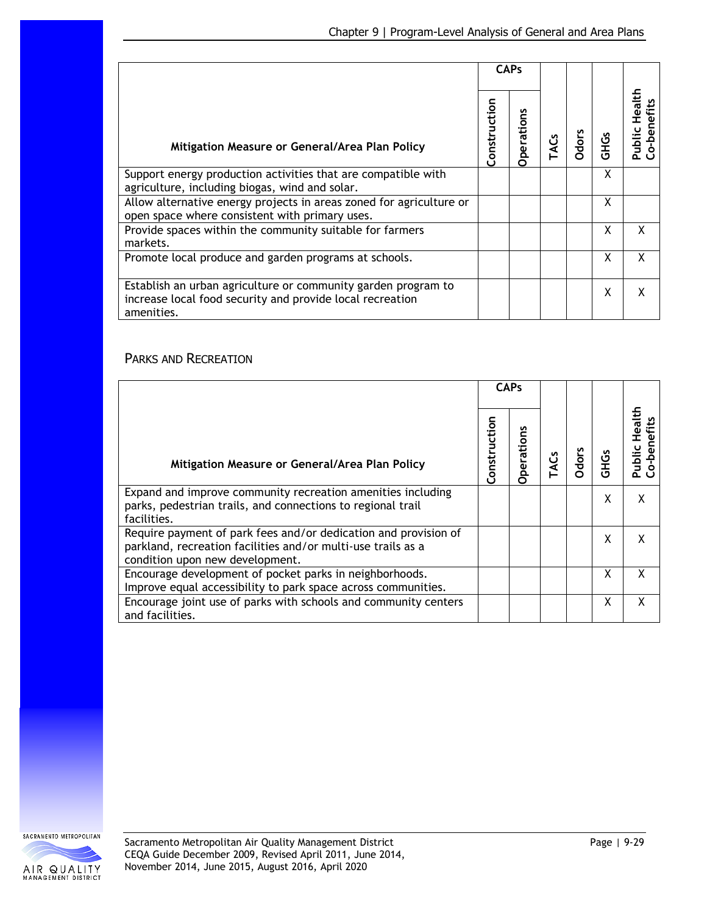| Mitigation Measure or General/Area Plan Policy | CAPs | | TACs | Odors | GHGs | Public Health Co-benefits |
|---|---|---|---|---|---|---|
| | Construction | Operations | | | | |
| Support energy production activities that are compatible with agriculture, including biogas, wind and solar. | | | | | X | |
| Allow alternative energy projects in areas zoned for agriculture or open space where consistent with primary uses. | | | | | X | |
| Provide spaces within the community suitable for farmers markets. | | | | | X | X |
| Promote local produce and garden programs at schools. | | | | | X | X |
| Establish an urban agriculture or community garden program to increase local food security and provide local recreation amenities. | | | | | X | X |

### Parks and Recreation

| Mitigation Measure or General/Area Plan Policy | CAPs | | TACs | Odors | GHGs | Public Health Co-benefits |
|---|---|---|---|---|---|---|
| | Construction | Operations | | | | |
| Expand and improve community recreation amenities including parks, pedestrian trails, and connections to regional trail facilities. | | | | | X | X |
| Require payment of park fees and/or dedication and provision of parkland, recreation facilities and/or multi-use trails as a condition upon new development. | | | | | X | X |
| Encourage development of pocket parks in neighborhoods. Improve equal accessibility to park space across communities. | | | | | X | X |
| Encourage joint use of parks with schools and community centers and facilities. | | | | | X | X |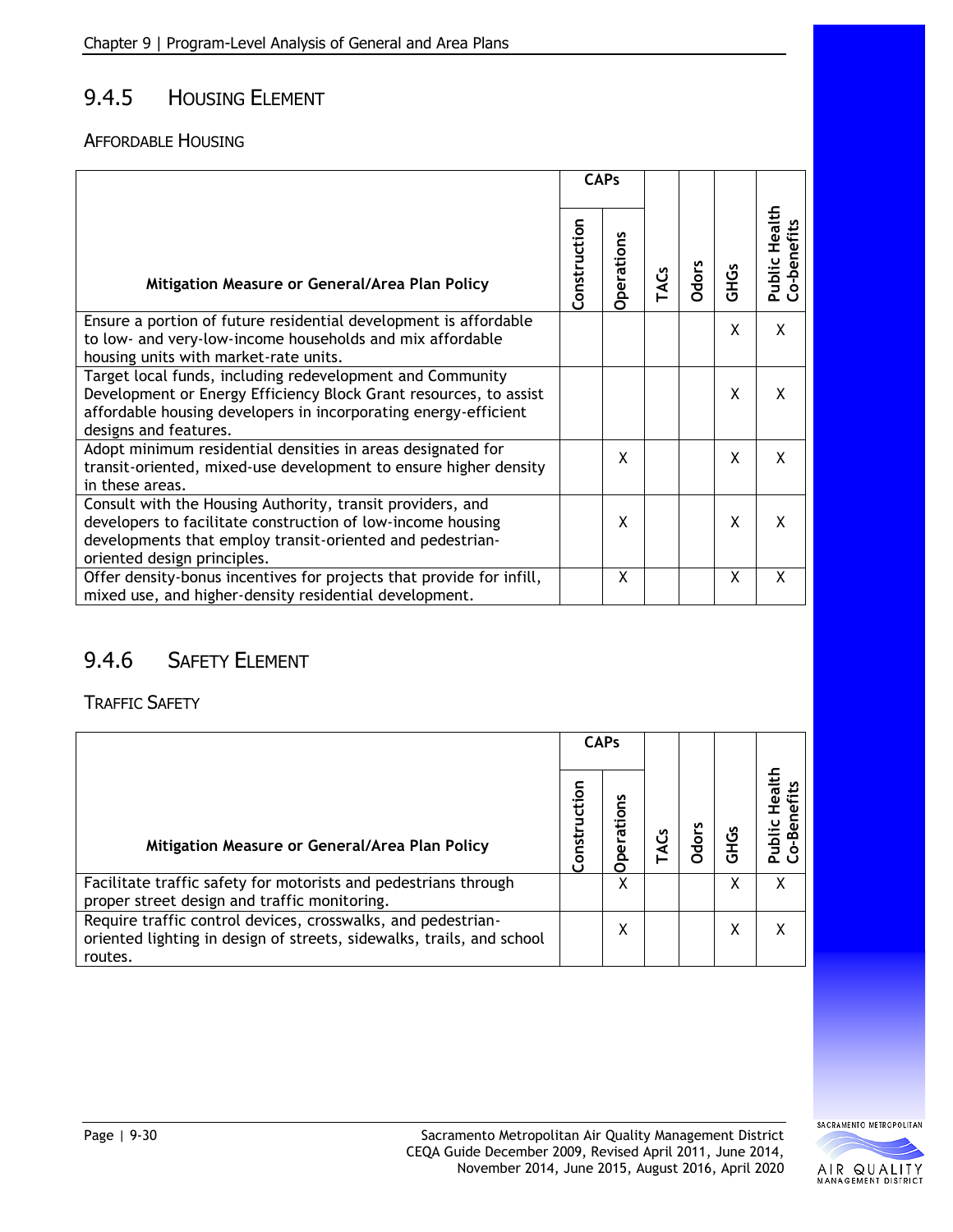## 9.4.5 Housing Element

### Affordable Housing

| Mitigation Measure or General/Area Plan Policy | CAPs | | TACs | Odors | GHGs | Public Health Co-benefits |
|---|---|---|---|---|---|---|
| | Construction | Operations | | | | |
| Ensure a portion of future residential development is affordable to low- and very-low-income households and mix affordable housing units with market-rate units. | | | | | X | X |
| Target local funds, including redevelopment and Community Development or Energy Efficiency Block Grant resources, to assist affordable housing developers in incorporating energy-efficient designs and features. | | | | | X | X |
| Adopt minimum residential densities in areas designated for transit-oriented, mixed-use development to ensure higher density in these areas. | | X | | | X | X |
| Consult with the Housing Authority, transit providers, and developers to facilitate construction of low-income housing developments that employ transit-oriented and pedestrian-oriented design principles. | | X | | | X | X |
| Offer density-bonus incentives for projects that provide for infill, mixed use, and higher-density residential development. | | X | | | X | X |

## 9.4.6 Safety Element

### Traffic Safety

| Mitigation Measure or General/Area Plan Policy | CAPs | | TACs | Odors | GHGs | Public Health Co-benefits |
|---|---|---|---|---|---|---|
| | Construction | Operations | | | | |
| Facilitate traffic safety for motorists and pedestrians through proper street design and traffic monitoring. | | X | | | X | X |
| Require traffic control devices, crosswalks, and pedestrian-oriented lighting in design of streets, sidewalks, trails, and school routes. | | X | | | X | X |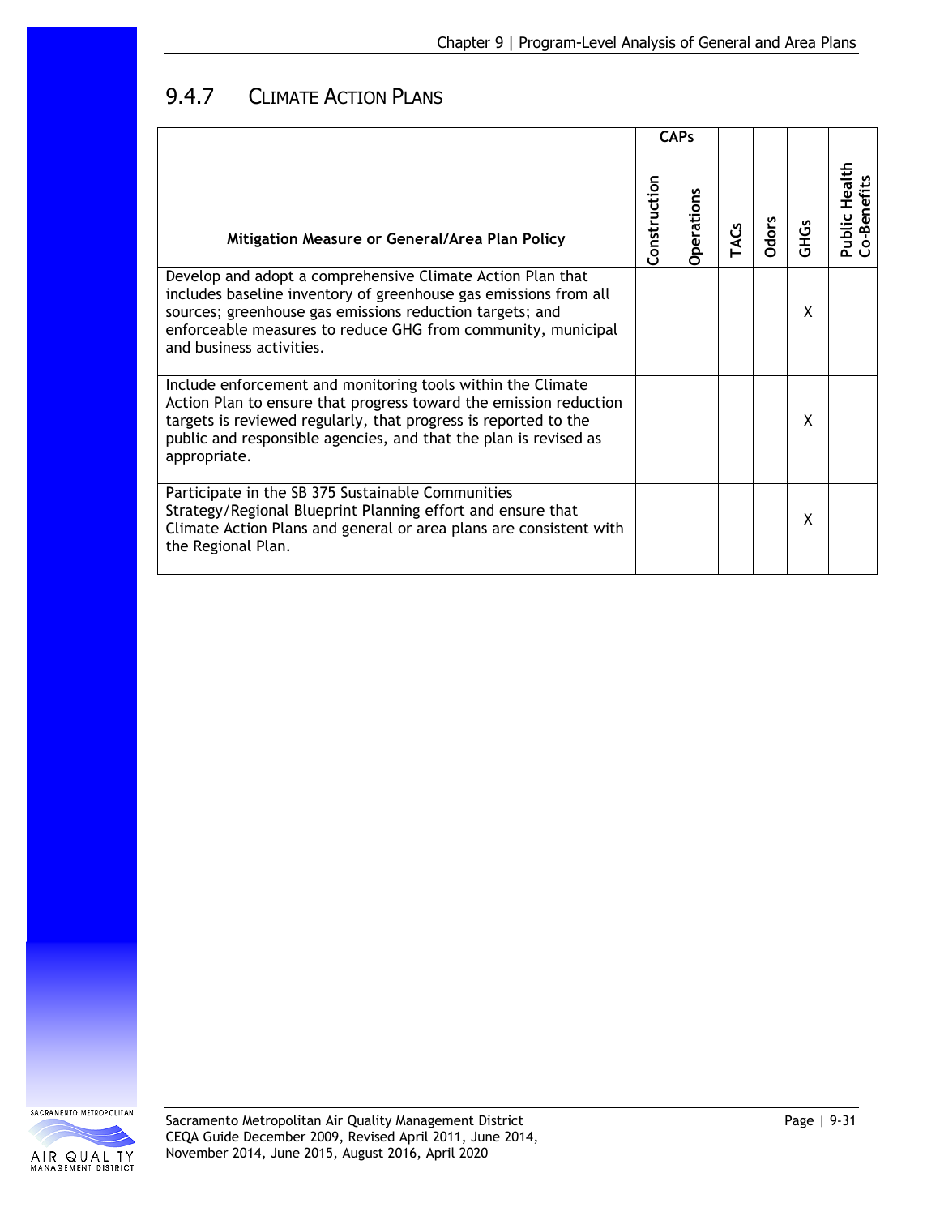## 9.4.7 CLIMATE ACTION PLANS

| Mitigation Measure or General/Area Plan Policy | CAPs | | TACs | Odors | GHGs | Public Health Co-Benefits |
|---|---|---|---|---|---|---|
| | Construction | Operations | | | | |
| Develop and adopt a comprehensive Climate Action Plan that includes baseline inventory of greenhouse gas emissions from all sources; greenhouse gas emissions reduction targets; and enforceable measures to reduce GHG from community, municipal and business activities. | | | | | X | |
| Include enforcement and monitoring tools within the Climate Action Plan to ensure that progress toward the emission reduction targets is reviewed regularly, that progress is reported to the public and responsible agencies, and that the plan is revised as appropriate. | | | | | X | |
| Participate in the SB 375 Sustainable Communities Strategy/Regional Blueprint Planning effort and ensure that Climate Action Plans and general or area plans are consistent with the Regional Plan. | | | | | X | |